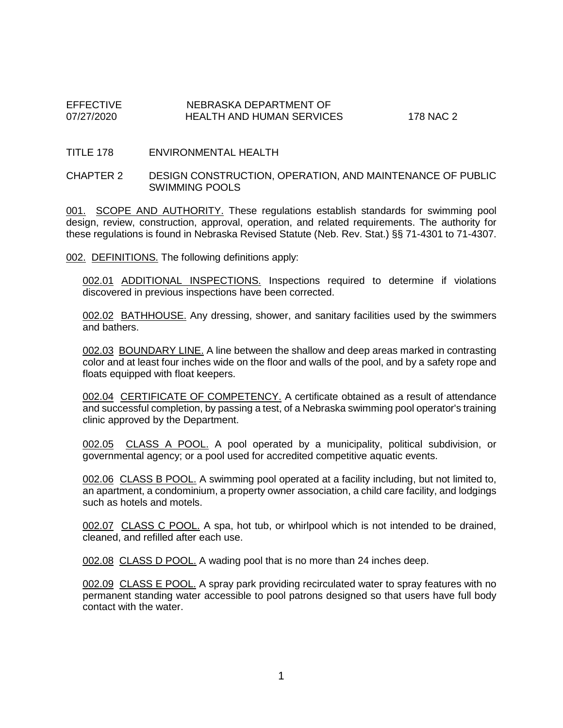TITLE 178 ENVIRONMENTAL HEALTH

CHAPTER 2 DESIGN CONSTRUCTION, OPERATION, AND MAINTENANCE OF PUBLIC SWIMMING POOLS

001. SCOPE AND AUTHORITY. These regulations establish standards for swimming pool design, review, construction, approval, operation, and related requirements. The authority for these regulations is found in Nebraska Revised Statute (Neb. Rev. Stat.) §§ 71-4301 to 71-4307.

002. DEFINITIONS. The following definitions apply:

002.01 ADDITIONAL INSPECTIONS. Inspections required to determine if violations discovered in previous inspections have been corrected.

002.02 BATHHOUSE. Any dressing, shower, and sanitary facilities used by the swimmers and bathers.

002.03 BOUNDARY LINE. A line between the shallow and deep areas marked in contrasting color and at least four inches wide on the floor and walls of the pool, and by a safety rope and floats equipped with float keepers.

002.04 CERTIFICATE OF COMPETENCY. A certificate obtained as a result of attendance and successful completion, by passing a test, of a Nebraska swimming pool operator's training clinic approved by the Department.

002.05 CLASS A POOL. A pool operated by a municipality, political subdivision, or governmental agency; or a pool used for accredited competitive aquatic events.

002.06 CLASS B POOL. A swimming pool operated at a facility including, but not limited to, an apartment, a condominium, a property owner association, a child care facility, and lodgings such as hotels and motels.

002.07 CLASS C POOL. A spa, hot tub, or whirlpool which is not intended to be drained, cleaned, and refilled after each use.

002.08 CLASS D POOL. A wading pool that is no more than 24 inches deep.

002.09 CLASS E POOL. A spray park providing recirculated water to spray features with no permanent standing water accessible to pool patrons designed so that users have full body contact with the water.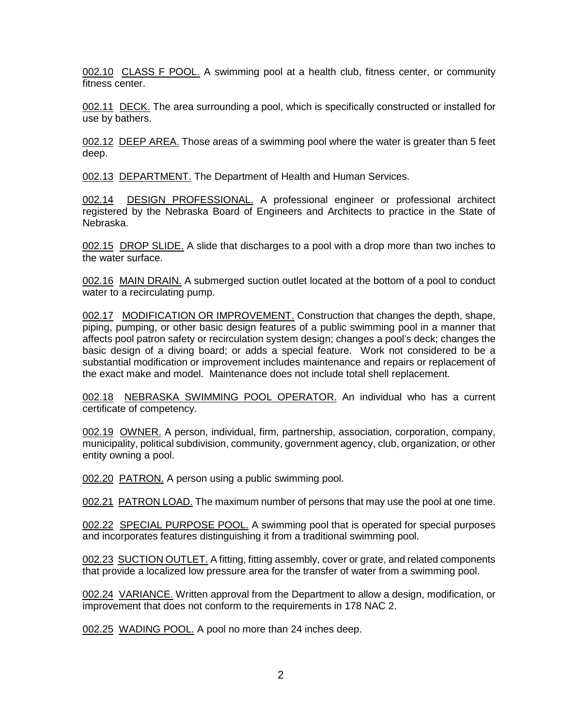002.10 CLASS F POOL. A swimming pool at a health club, fitness center, or community fitness center.

002.11 DECK. The area surrounding a pool, which is specifically constructed or installed for use by bathers.

002.12 DEEP AREA. Those areas of a swimming pool where the water is greater than 5 feet deep.

002.13 DEPARTMENT. The Department of Health and Human Services.

002.14 DESIGN PROFESSIONAL. A professional engineer or professional architect registered by the Nebraska Board of Engineers and Architects to practice in the State of Nebraska.

002.15 DROP SLIDE. A slide that discharges to a pool with a drop more than two inches to the water surface.

002.16 MAIN DRAIN. A submerged suction outlet located at the bottom of a pool to conduct water to a recirculating pump.

002.17 MODIFICATION OR IMPROVEMENT. Construction that changes the depth, shape, piping, pumping, or other basic design features of a public swimming pool in a manner that affects pool patron safety or recirculation system design; changes a pool's deck; changes the basic design of a diving board; or adds a special feature. Work not considered to be a substantial modification or improvement includes maintenance and repairs or replacement of the exact make and model. Maintenance does not include total shell replacement.

002.18 NEBRASKA SWIMMING POOL OPERATOR. An individual who has a current certificate of competency.

002.19 OWNER. A person, individual, firm, partnership, association, corporation, company, municipality, political subdivision, community, government agency, club, organization, or other entity owning a pool.

002.20 PATRON. A person using a public swimming pool.

002.21 PATRON LOAD. The maximum number of persons that may use the pool at one time.

002.22 SPECIAL PURPOSE POOL. A swimming pool that is operated for special purposes and incorporates features distinguishing it from a traditional swimming pool.

002.23 SUCTION OUTLET. A fitting, fitting assembly, cover or grate, and related components that provide a localized low pressure area for the transfer of water from a swimming pool.

002.24 VARIANCE. Written approval from the Department to allow a design, modification, or improvement that does not conform to the requirements in 178 NAC 2.

002.25 WADING POOL. A pool no more than 24 inches deep.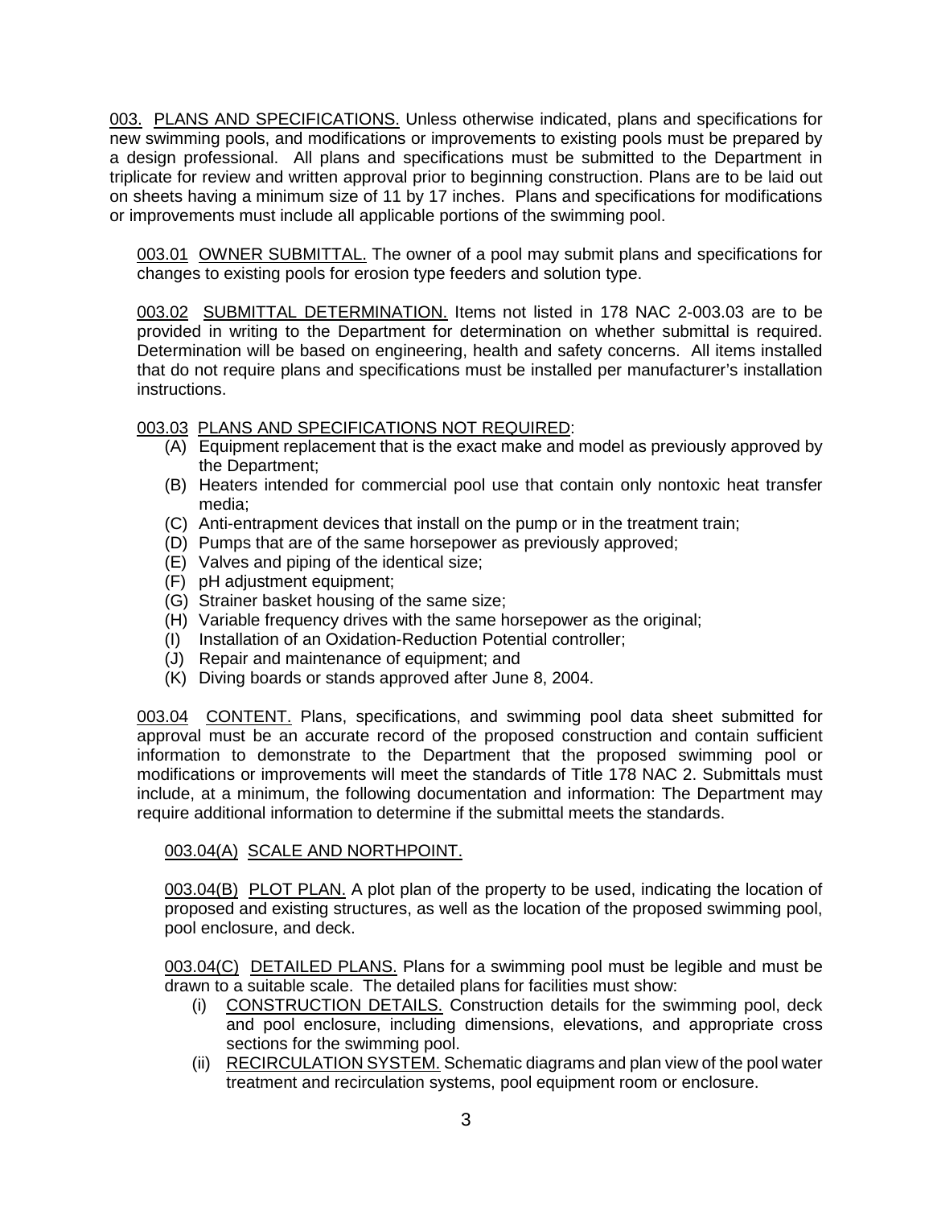003. <u>PLANS AND SPECIFICATIONS.</u> Unless otherwise indicated, plans and specifications for new swimming pools, and modifications or improvements to existing pools must be prepared by a design professional. All plans and specifications must be submitted to the Department in triplicate for review and written approval prior to beginning construction. Plans are to be laid out on sheets having a minimum size of 11 by 17 inches. Plans and specifications for modifications or improvements must include all applicable portions of the swimming pool.

003.01 <u>OWNER SUBMITTAL.</u> The owner of a pool may submit plans and specifications for changes to existing pools for erosion type feeders and solution type.

003.02 <u>SUBMITTAL DETERMINATION.</u> Items not listed in 178 NAC 2-003.03 are to be provided in writing to the Department for determination on whether submittal is required. Determination will be based on engineering, health and safety concerns. All items installed that do not require plans and specifications must be installed per manufacturer's installation instructions.

003.03 <u>PLANS AND SPECIFICATIONS NOT REQUIRED</u>:

- (A) Equipment replacement that is the exact make and model as previously approved by the Department;
- (B) Heaters intended for commercial pool use that contain only nontoxic heat transfer media;
- (C) Anti-entrapment devices that install on the pump or in the treatment train;
- (D) Pumps that are of the same horsepower as previously approved;
- (E) Valves and piping of the identical size;
- (F) pH adjustment equipment;
- (G) Strainer basket housing of the same size;
- (H) Variable frequency drives with the same horsepower as the original;
- (I) Installation of an Oxidation-Reduction Potential controller;
- (J) Repair and maintenance of equipment; and
- (K) Diving boards or stands approved after June 8, 2004.

003.04 <u>CONTENT.</u> Plans, specifications, and swimming pool data sheet submitted for approval must be an accurate record of the proposed construction and contain sufficient information to demonstrate to the Department that the proposed swimming pool or modifications or improvements will meet the standards of Title 178 NAC 2. Submittals must include, at a minimum, the following documentation and information: The Department may require additional information to determine if the submittal meets the standards.

003.04(A) <u>SCALE AND NORTHPOINT.</u>

003.04(B) <u>PLOT PLAN.</u> A plot plan of the property to be used, indicating the location of proposed and existing structures, as well as the location of the proposed swimming pool, pool enclosure, and deck.

003.04(C) <u>DETAILED PLANS.</u> Plans for a swimming pool must be legible and must be drawn to a suitable scale. The detailed plans for facilities must show:

- (i) <u>CONSTRUCTION DETAILS.</u> Construction details for the swimming pool, deck and pool enclosure, including dimensions, elevations, and appropriate cross sections for the swimming pool.
- (ii) <u>RECIRCULATION SYSTEM.</u> Schematic diagrams and plan view of the pool water treatment and recirculation systems, pool equipment room or enclosure.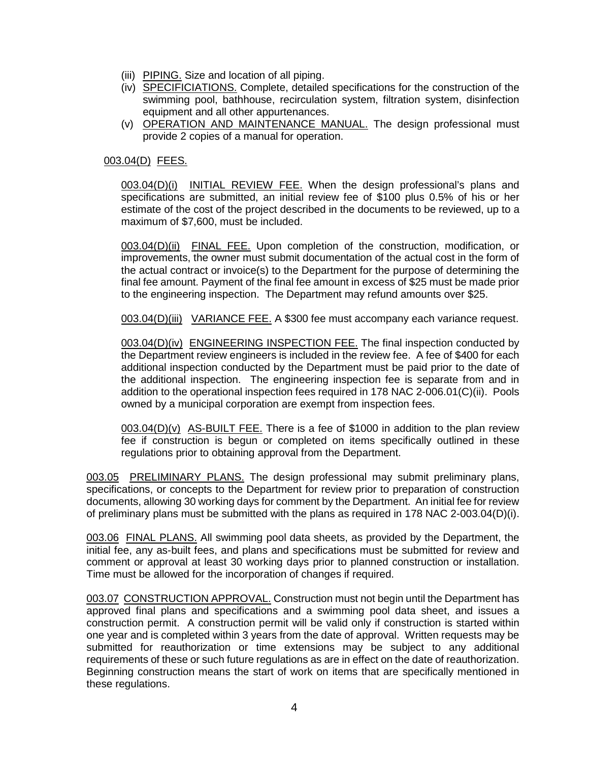(iii) PIPING. Size and location of all piping.

(iv) SPECIFICIATIONS. Complete, detailed specifications for the construction of the swimming pool, bathhouse, recirculation system, filtration system, disinfection equipment and all other appurtenances.

(v) OPERATION AND MAINTENANCE MANUAL. The design professional must provide 2 copies of a manual for operation.

003.04(D) FEES.

003.04(D)(i) INITIAL REVIEW FEE. When the design professional's plans and specifications are submitted, an initial review fee of $100 plus 0.5% of his or her estimate of the cost of the project described in the documents to be reviewed, up to a maximum of $7,600, must be included.

003.04(D)(ii) FINAL FEE. Upon completion of the construction, modification, or improvements, the owner must submit documentation of the actual cost in the form of the actual contract or invoice(s) to the Department for the purpose of determining the final fee amount. Payment of the final fee amount in excess of $25 must be made prior to the engineering inspection. The Department may refund amounts over $25.

003.04(D)(iii) VARIANCE FEE. A $300 fee must accompany each variance request.

003.04(D)(iv) ENGINEERING INSPECTION FEE. The final inspection conducted by the Department review engineers is included in the review fee. A fee of $400 for each additional inspection conducted by the Department must be paid prior to the date of the additional inspection. The engineering inspection fee is separate from and in addition to the operational inspection fees required in 178 NAC 2-006.01(C)(ii). Pools owned by a municipal corporation are exempt from inspection fees.

003.04(D)(v) AS-BUILT FEE. There is a fee of $1000 in addition to the plan review fee if construction is begun or completed on items specifically outlined in these regulations prior to obtaining approval from the Department.

003.05 PRELIMINARY PLANS. The design professional may submit preliminary plans, specifications, or concepts to the Department for review prior to preparation of construction documents, allowing 30 working days for comment by the Department. An initial fee for review of preliminary plans must be submitted with the plans as required in 178 NAC 2-003.04(D)(i).

003.06 FINAL PLANS. All swimming pool data sheets, as provided by the Department, the initial fee, any as-built fees, and plans and specifications must be submitted for review and comment or approval at least 30 working days prior to planned construction or installation. Time must be allowed for the incorporation of changes if required.

003.07 CONSTRUCTION APPROVAL. Construction must not begin until the Department has approved final plans and specifications and a swimming pool data sheet, and issues a construction permit. A construction permit will be valid only if construction is started within one year and is completed within 3 years from the date of approval. Written requests may be submitted for reauthorization or time extensions may be subject to any additional requirements of these or such future regulations as are in effect on the date of reauthorization. Beginning construction means the start of work on items that are specifically mentioned in these regulations.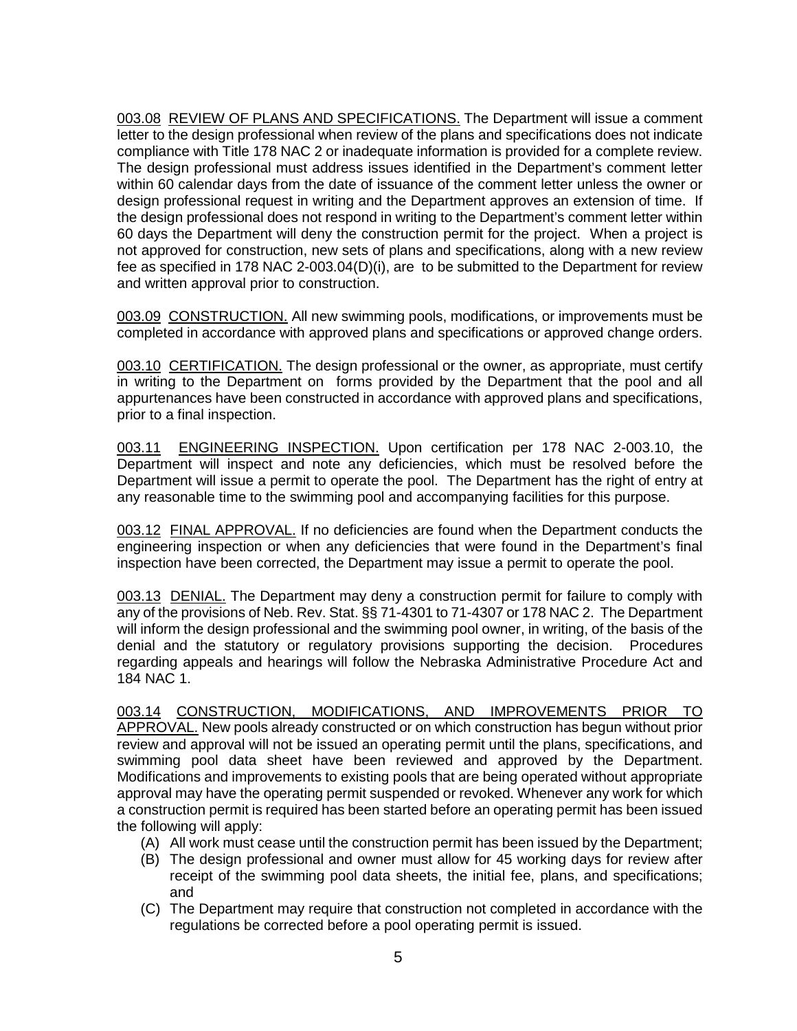003.08 REVIEW OF PLANS AND SPECIFICATIONS. The Department will issue a comment letter to the design professional when review of the plans and specifications does not indicate compliance with Title 178 NAC 2 or inadequate information is provided for a complete review. The design professional must address issues identified in the Department's comment letter within 60 calendar days from the date of issuance of the comment letter unless the owner or design professional request in writing and the Department approves an extension of time. If the design professional does not respond in writing to the Department's comment letter within 60 days the Department will deny the construction permit for the project. When a project is not approved for construction, new sets of plans and specifications, along with a new review fee as specified in 178 NAC 2-003.04(D)(i), are to be submitted to the Department for review and written approval prior to construction.

003.09 CONSTRUCTION. All new swimming pools, modifications, or improvements must be completed in accordance with approved plans and specifications or approved change orders.

003.10 CERTIFICATION. The design professional or the owner, as appropriate, must certify in writing to the Department on forms provided by the Department that the pool and all appurtenances have been constructed in accordance with approved plans and specifications, prior to a final inspection.

003.11 ENGINEERING INSPECTION. Upon certification per 178 NAC 2-003.10, the Department will inspect and note any deficiencies, which must be resolved before the Department will issue a permit to operate the pool. The Department has the right of entry at any reasonable time to the swimming pool and accompanying facilities for this purpose.

003.12 FINAL APPROVAL. If no deficiencies are found when the Department conducts the engineering inspection or when any deficiencies that were found in the Department's final inspection have been corrected, the Department may issue a permit to operate the pool.

003.13 DENIAL. The Department may deny a construction permit for failure to comply with any of the provisions of Neb. Rev. Stat. §§ 71-4301 to 71-4307 or 178 NAC 2. The Department will inform the design professional and the swimming pool owner, in writing, of the basis of the denial and the statutory or regulatory provisions supporting the decision. Procedures regarding appeals and hearings will follow the Nebraska Administrative Procedure Act and 184 NAC 1.

003.14 CONSTRUCTION, MODIFICATIONS, AND IMPROVEMENTS PRIOR TO APPROVAL. New pools already constructed or on which construction has begun without prior review and approval will not be issued an operating permit until the plans, specifications, and swimming pool data sheet have been reviewed and approved by the Department. Modifications and improvements to existing pools that are being operated without appropriate approval may have the operating permit suspended or revoked. Whenever any work for which a construction permit is required has been started before an operating permit has been issued the following will apply:

- (A) All work must cease until the construction permit has been issued by the Department;
- (B) The design professional and owner must allow for 45 working days for review after receipt of the swimming pool data sheets, the initial fee, plans, and specifications; and
- (C) The Department may require that construction not completed in accordance with the regulations be corrected before a pool operating permit is issued.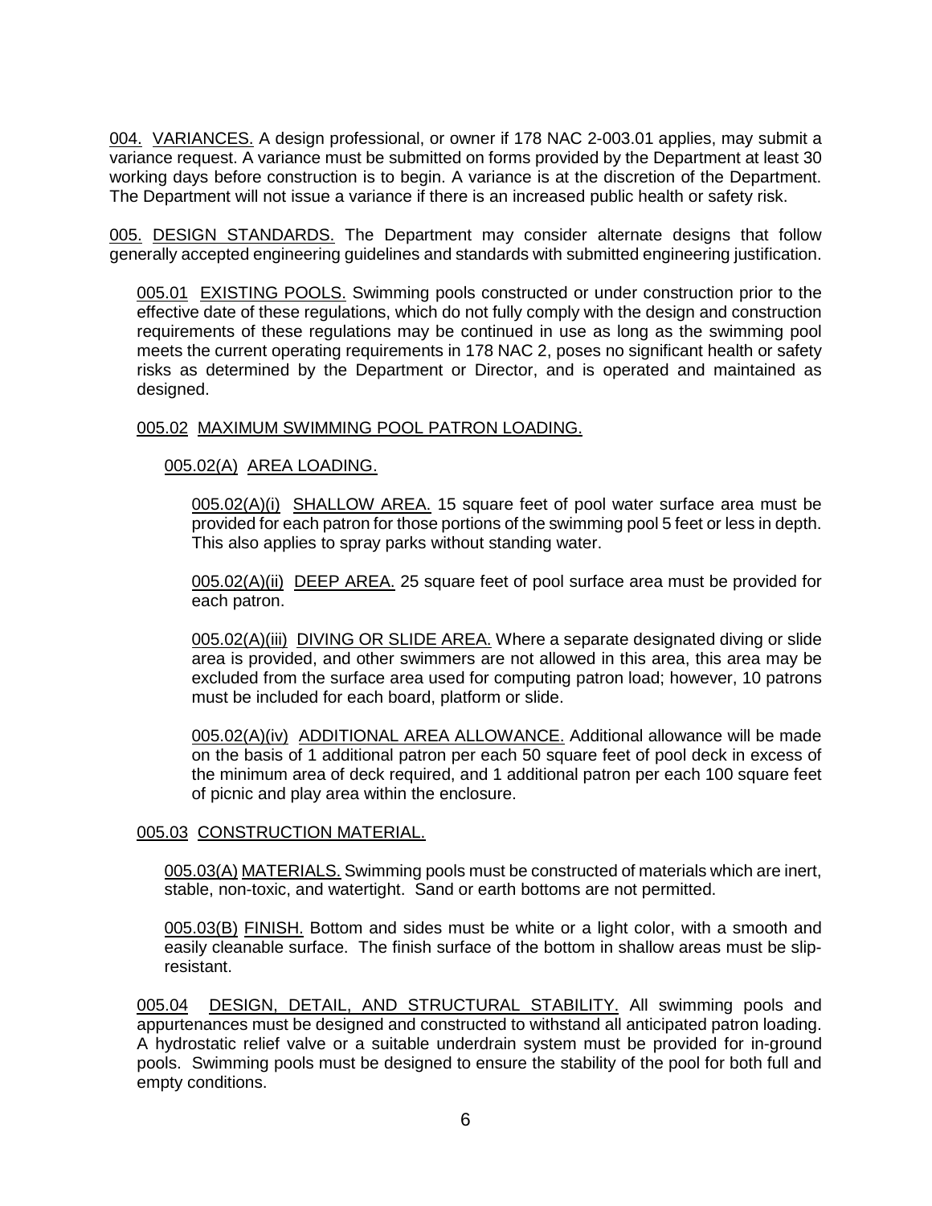004. VARIANCES. A design professional, or owner if 178 NAC 2-003.01 applies, may submit a variance request. A variance must be submitted on forms provided by the Department at least 30 working days before construction is to begin. A variance is at the discretion of the Department. The Department will not issue a variance if there is an increased public health or safety risk.

005. DESIGN STANDARDS. The Department may consider alternate designs that follow generally accepted engineering guidelines and standards with submitted engineering justification.

005.01 EXISTING POOLS. Swimming pools constructed or under construction prior to the effective date of these regulations, which do not fully comply with the design and construction requirements of these regulations may be continued in use as long as the swimming pool meets the current operating requirements in 178 NAC 2, poses no significant health or safety risks as determined by the Department or Director, and is operated and maintained as designed.

005.02 MAXIMUM SWIMMING POOL PATRON LOADING.

005.02(A) AREA LOADING.

005.02(A)(i) SHALLOW AREA. 15 square feet of pool water surface area must be provided for each patron for those portions of the swimming pool 5 feet or less in depth. This also applies to spray parks without standing water.

005.02(A)(ii) DEEP AREA. 25 square feet of pool surface area must be provided for each patron.

005.02(A)(iii) DIVING OR SLIDE AREA. Where a separate designated diving or slide area is provided, and other swimmers are not allowed in this area, this area may be excluded from the surface area used for computing patron load; however, 10 patrons must be included for each board, platform or slide.

005.02(A)(iv) ADDITIONAL AREA ALLOWANCE. Additional allowance will be made on the basis of 1 additional patron per each 50 square feet of pool deck in excess of the minimum area of deck required, and 1 additional patron per each 100 square feet of picnic and play area within the enclosure.

005.03 CONSTRUCTION MATERIAL.

005.03(A) MATERIALS. Swimming pools must be constructed of materials which are inert, stable, non-toxic, and watertight. Sand or earth bottoms are not permitted.

005.03(B) FINISH. Bottom and sides must be white or a light color, with a smooth and easily cleanable surface. The finish surface of the bottom in shallow areas must be slip-resistant.

005.04 DESIGN, DETAIL, AND STRUCTURAL STABILITY. All swimming pools and appurtenances must be designed and constructed to withstand all anticipated patron loading. A hydrostatic relief valve or a suitable underdrain system must be provided for in-ground pools. Swimming pools must be designed to ensure the stability of the pool for both full and empty conditions.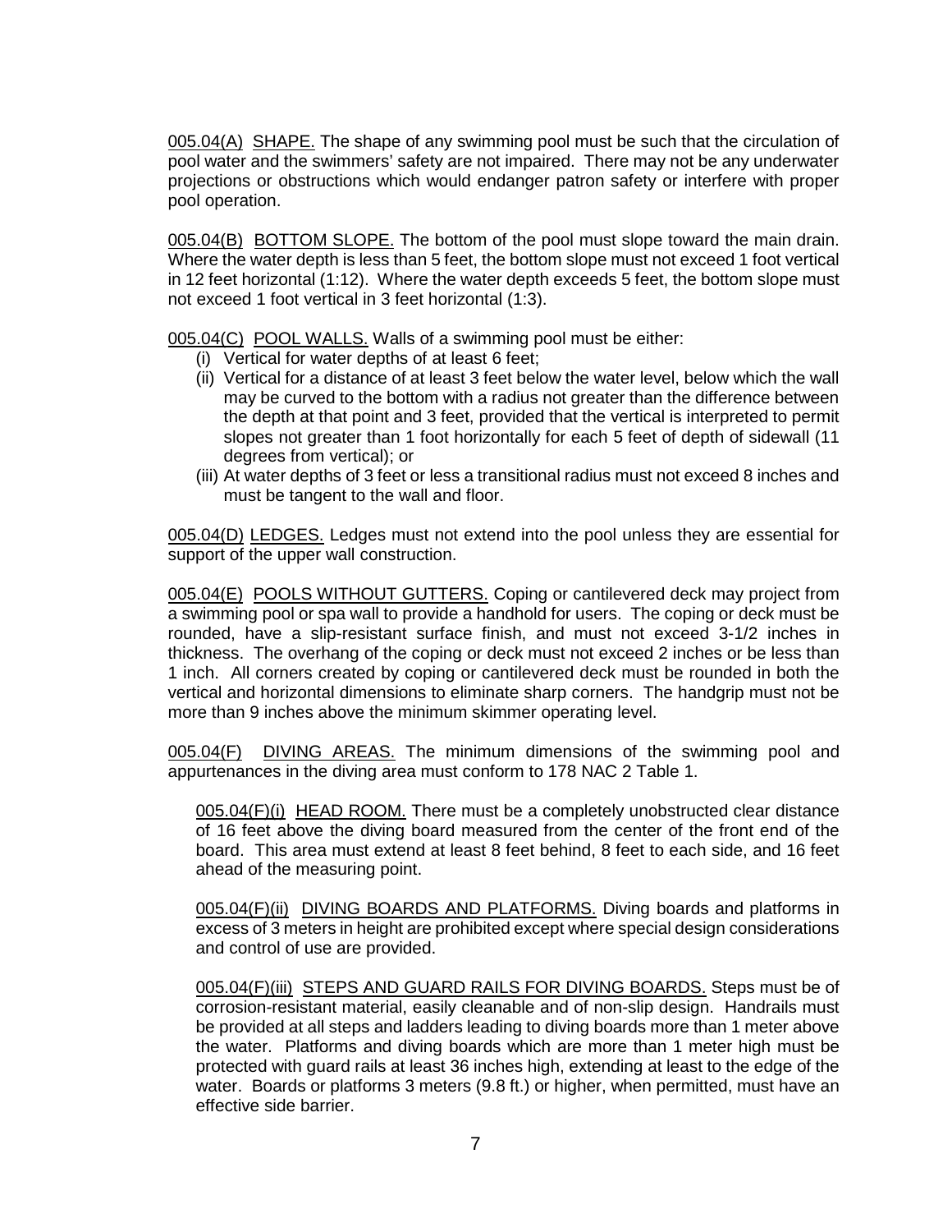<u>005.04(A)</u> <u>SHAPE.</u> The shape of any swimming pool must be such that the circulation of pool water and the swimmers' safety are not impaired. There may not be any underwater projections or obstructions which would endanger patron safety or interfere with proper pool operation.

<u>005.04(B)</u> <u>BOTTOM SLOPE.</u> The bottom of the pool must slope toward the main drain. Where the water depth is less than 5 feet, the bottom slope must not exceed 1 foot vertical in 12 feet horizontal (1:12). Where the water depth exceeds 5 feet, the bottom slope must not exceed 1 foot vertical in 3 feet horizontal (1:3).

<u>005.04(C)</u> <u>POOL WALLS.</u> Walls of a swimming pool must be either:

(i) Vertical for water depths of at least 6 feet;
(ii) Vertical for a distance of at least 3 feet below the water level, below which the wall may be curved to the bottom with a radius not greater than the difference between the depth at that point and 3 feet, provided that the vertical is interpreted to permit slopes not greater than 1 foot horizontally for each 5 feet of depth of sidewall (11 degrees from vertical); or
(iii) At water depths of 3 feet or less a transitional radius must not exceed 8 inches and must be tangent to the wall and floor.

<u>005.04(D)</u> <u>LEDGES.</u> Ledges must not extend into the pool unless they are essential for support of the upper wall construction.

<u>005.04(E)</u> <u>POOLS WITHOUT GUTTERS.</u> Coping or cantilevered deck may project from a swimming pool or spa wall to provide a handhold for users. The coping or deck must be rounded, have a slip-resistant surface finish, and must not exceed 3-1/2 inches in thickness. The overhang of the coping or deck must not exceed 2 inches or be less than 1 inch. All corners created by coping or cantilevered deck must be rounded in both the vertical and horizontal dimensions to eliminate sharp corners. The handgrip must not be more than 9 inches above the minimum skimmer operating level.

<u>005.04(F)</u> <u>DIVING AREAS.</u> The minimum dimensions of the swimming pool and appurtenances in the diving area must conform to 178 NAC 2 Table 1.

<u>005.04(F)(i)</u> <u>HEAD ROOM.</u> There must be a completely unobstructed clear distance of 16 feet above the diving board measured from the center of the front end of the board. This area must extend at least 8 feet behind, 8 feet to each side, and 16 feet ahead of the measuring point.

<u>005.04(F)(ii)</u> <u>DIVING BOARDS AND PLATFORMS.</u> Diving boards and platforms in excess of 3 meters in height are prohibited except where special design considerations and control of use are provided.

<u>005.04(F)(iii)</u> <u>STEPS AND GUARD RAILS FOR DIVING BOARDS.</u> Steps must be of corrosion-resistant material, easily cleanable and of non-slip design. Handrails must be provided at all steps and ladders leading to diving boards more than 1 meter above the water. Platforms and diving boards which are more than 1 meter high must be protected with guard rails at least 36 inches high, extending at least to the edge of the water. Boards or platforms 3 meters (9.8 ft.) or higher, when permitted, must have an effective side barrier.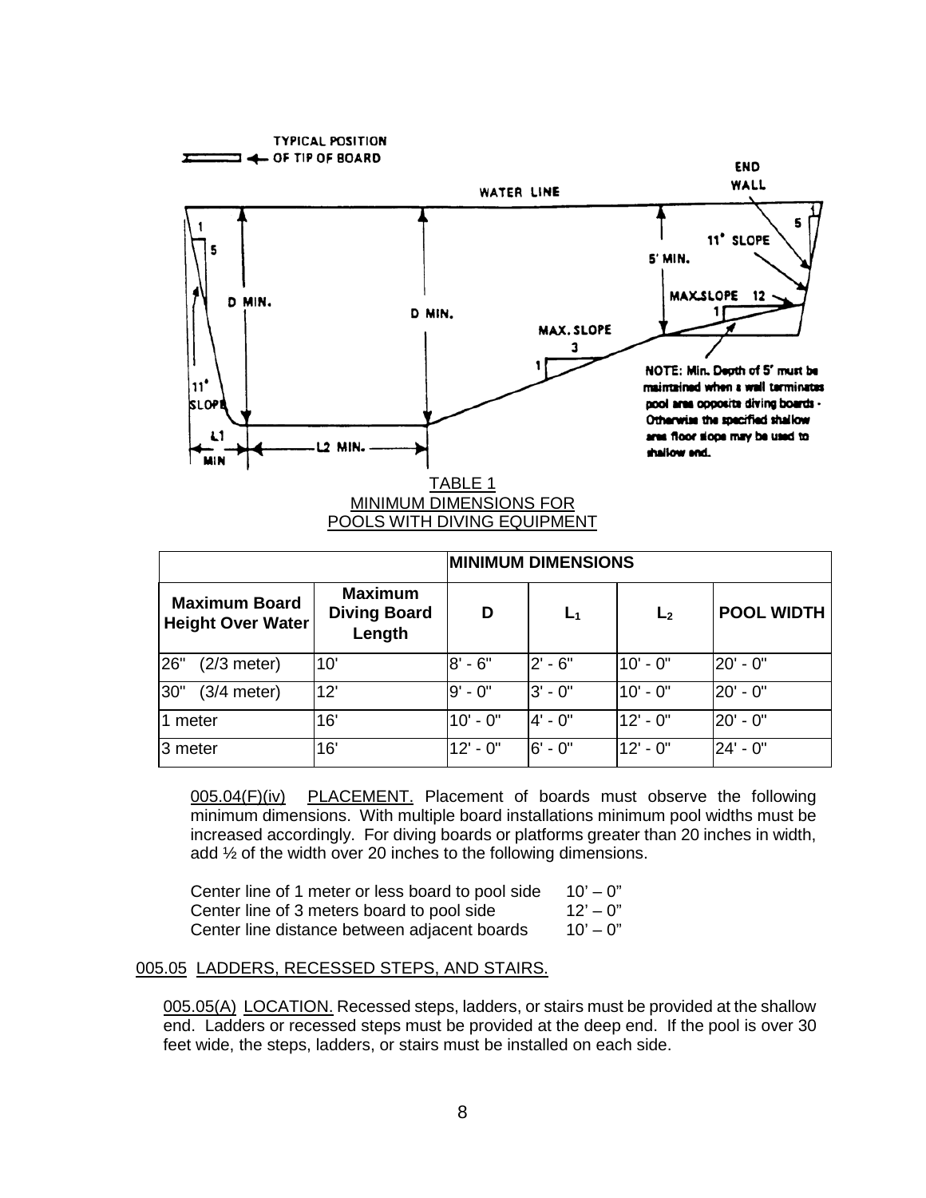TABLE 1
MINIMUM DIMENSIONS FOR
POOLS WITH DIVING EQUIPMENT

| | | MINIMUM DIMENSIONS | | | |
|---|---|---|---|---|---|
| **Maximum Board Height Over Water** | **Maximum Diving Board Length** | **D** | **$L_1$** | **$L_2$** | **POOL WIDTH** |
| 26" (2/3 meter) | 10' | 8' - 6" | 2' - 6" | 10' - 0" | 20' - 0" |
| 30" (3/4 meter) | 12' | 9' - 0" | 3' - 0" | 10' - 0" | 20' - 0" |
| 1 meter | 16' | 10' - 0" | 4' - 0" | 12' - 0" | 20' - 0" |
| 3 meter | 16' | 12' - 0" | 6' - 0" | 12' - 0" | 24' - 0" |

005.04(F)(iv) PLACEMENT. Placement of boards must observe the following minimum dimensions. With multiple board installations minimum pool widths must be increased accordingly. For diving boards or platforms greater than 20 inches in width, add ½ of the width over 20 inches to the following dimensions.

| | |
|---|---|
| Center line of 1 meter or less board to pool side | 10' – 0" |
| Center line of 3 meters board to pool side | 12' – 0" |
| Center line distance between adjacent boards | 10' – 0" |

005.05 LADDERS, RECESSED STEPS, AND STAIRS.

005.05(A) LOCATION. Recessed steps, ladders, or stairs must be provided at the shallow end. Ladders or recessed steps must be provided at the deep end. If the pool is over 30 feet wide, the steps, ladders, or stairs must be installed on each side.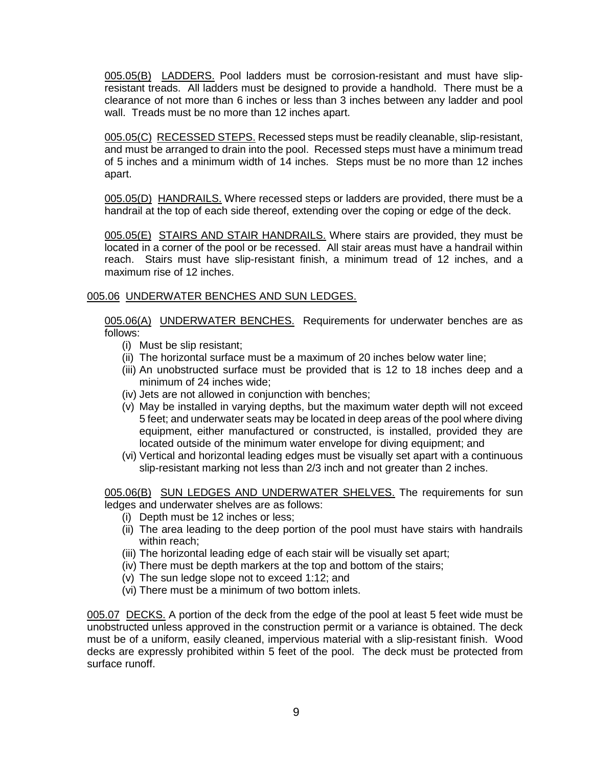005.05(B) LADDERS. Pool ladders must be corrosion-resistant and must have slip-resistant treads. All ladders must be designed to provide a handhold. There must be a clearance of not more than 6 inches or less than 3 inches between any ladder and pool wall. Treads must be no more than 12 inches apart.

005.05(C) RECESSED STEPS. Recessed steps must be readily cleanable, slip-resistant, and must be arranged to drain into the pool. Recessed steps must have a minimum tread of 5 inches and a minimum width of 14 inches. Steps must be no more than 12 inches apart.

005.05(D) HANDRAILS. Where recessed steps or ladders are provided, there must be a handrail at the top of each side thereof, extending over the coping or edge of the deck.

005.05(E) STAIRS AND STAIR HANDRAILS. Where stairs are provided, they must be located in a corner of the pool or be recessed. All stair areas must have a handrail within reach. Stairs must have slip-resistant finish, a minimum tread of 12 inches, and a maximum rise of 12 inches.

005.06 UNDERWATER BENCHES AND SUN LEDGES.

005.06(A) UNDERWATER BENCHES. Requirements for underwater benches are as follows:

- (i) Must be slip resistant;
- (ii) The horizontal surface must be a maximum of 20 inches below water line;
- (iii) An unobstructed surface must be provided that is 12 to 18 inches deep and a minimum of 24 inches wide;
- (iv) Jets are not allowed in conjunction with benches;
- (v) May be installed in varying depths, but the maximum water depth will not exceed 5 feet; and underwater seats may be located in deep areas of the pool where diving equipment, either manufactured or constructed, is installed, provided they are located outside of the minimum water envelope for diving equipment; and
- (vi) Vertical and horizontal leading edges must be visually set apart with a continuous slip-resistant marking not less than 2/3 inch and not greater than 2 inches.

005.06(B) SUN LEDGES AND UNDERWATER SHELVES. The requirements for sun ledges and underwater shelves are as follows:

- (i) Depth must be 12 inches or less;
- (ii) The area leading to the deep portion of the pool must have stairs with handrails within reach;
- (iii) The horizontal leading edge of each stair will be visually set apart;
- (iv) There must be depth markers at the top and bottom of the stairs;
- (v) The sun ledge slope not to exceed 1:12; and
- (vi) There must be a minimum of two bottom inlets.

005.07 DECKS. A portion of the deck from the edge of the pool at least 5 feet wide must be unobstructed unless approved in the construction permit or a variance is obtained. The deck must be of a uniform, easily cleaned, impervious material with a slip-resistant finish. Wood decks are expressly prohibited within 5 feet of the pool. The deck must be protected from surface runoff.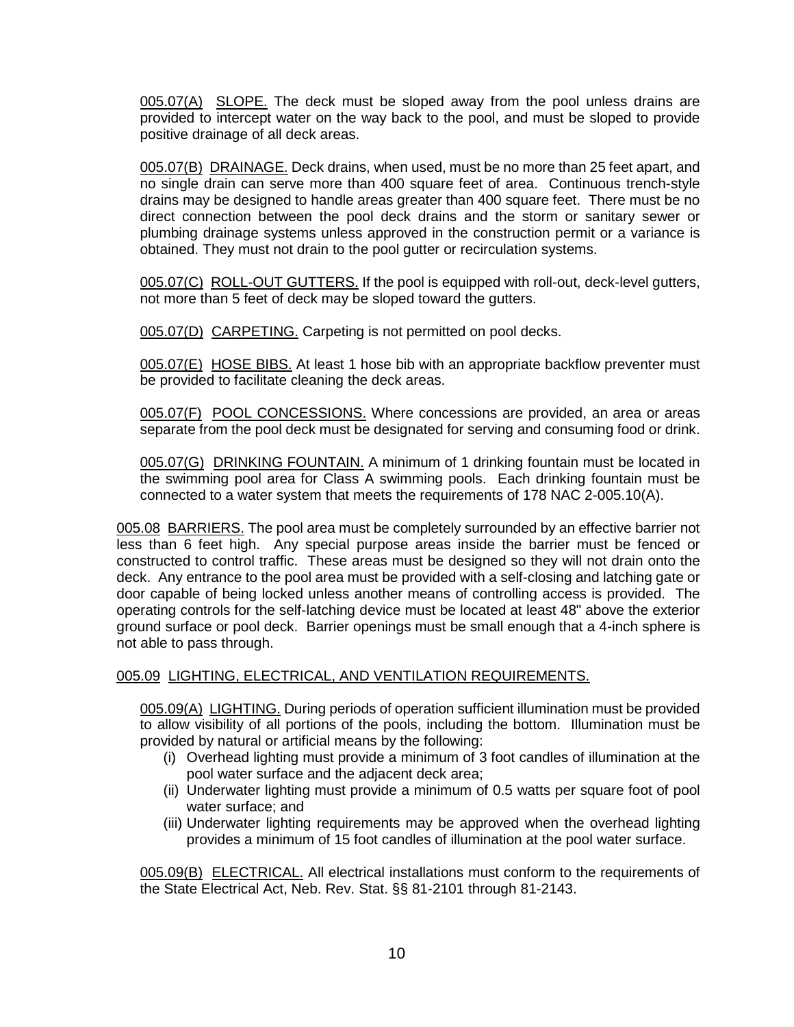005.07(A) SLOPE. The deck must be sloped away from the pool unless drains are provided to intercept water on the way back to the pool, and must be sloped to provide positive drainage of all deck areas.

005.07(B) DRAINAGE. Deck drains, when used, must be no more than 25 feet apart, and no single drain can serve more than 400 square feet of area. Continuous trench-style drains may be designed to handle areas greater than 400 square feet. There must be no direct connection between the pool deck drains and the storm or sanitary sewer or plumbing drainage systems unless approved in the construction permit or a variance is obtained. They must not drain to the pool gutter or recirculation systems.

005.07(C) ROLL-OUT GUTTERS. If the pool is equipped with roll-out, deck-level gutters, not more than 5 feet of deck may be sloped toward the gutters.

005.07(D) CARPETING. Carpeting is not permitted on pool decks.

005.07(E) HOSE BIBS. At least 1 hose bib with an appropriate backflow preventer must be provided to facilitate cleaning the deck areas.

005.07(F) POOL CONCESSIONS. Where concessions are provided, an area or areas separate from the pool deck must be designated for serving and consuming food or drink.

005.07(G) DRINKING FOUNTAIN. A minimum of 1 drinking fountain must be located in the swimming pool area for Class A swimming pools. Each drinking fountain must be connected to a water system that meets the requirements of 178 NAC 2-005.10(A).

005.08 BARRIERS. The pool area must be completely surrounded by an effective barrier not less than 6 feet high. Any special purpose areas inside the barrier must be fenced or constructed to control traffic. These areas must be designed so they will not drain onto the deck. Any entrance to the pool area must be provided with a self-closing and latching gate or door capable of being locked unless another means of controlling access is provided. The operating controls for the self-latching device must be located at least 48" above the exterior ground surface or pool deck. Barrier openings must be small enough that a 4-inch sphere is not able to pass through.

005.09 LIGHTING, ELECTRICAL, AND VENTILATION REQUIREMENTS.

005.09(A) LIGHTING. During periods of operation sufficient illumination must be provided to allow visibility of all portions of the pools, including the bottom. Illumination must be provided by natural or artificial means by the following:

- (i) Overhead lighting must provide a minimum of 3 foot candles of illumination at the pool water surface and the adjacent deck area;
- (ii) Underwater lighting must provide a minimum of 0.5 watts per square foot of pool water surface; and
- (iii) Underwater lighting requirements may be approved when the overhead lighting provides a minimum of 15 foot candles of illumination at the pool water surface.

005.09(B) ELECTRICAL. All electrical installations must conform to the requirements of the State Electrical Act, Neb. Rev. Stat. §§ 81-2101 through 81-2143.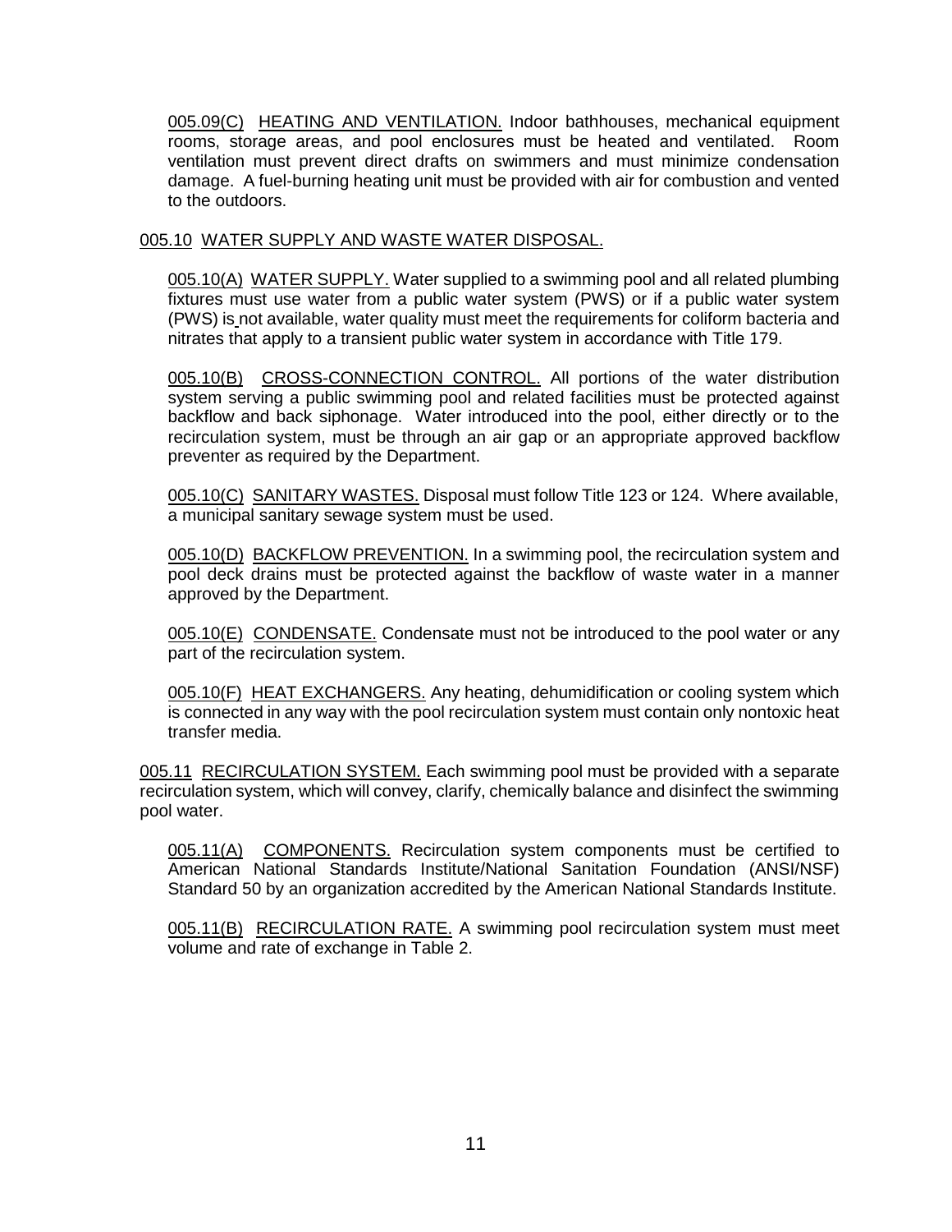005.09(C) HEATING AND VENTILATION. Indoor bathhouses, mechanical equipment rooms, storage areas, and pool enclosures must be heated and ventilated. Room ventilation must prevent direct drafts on swimmers and must minimize condensation damage. A fuel-burning heating unit must be provided with air for combustion and vented to the outdoors.

## 005.10 WATER SUPPLY AND WASTE WATER DISPOSAL.

005.10(A) WATER SUPPLY. Water supplied to a swimming pool and all related plumbing fixtures must use water from a public water system (PWS) or if a public water system (PWS) is not available, water quality must meet the requirements for coliform bacteria and nitrates that apply to a transient public water system in accordance with Title 179.

005.10(B) CROSS-CONNECTION CONTROL. All portions of the water distribution system serving a public swimming pool and related facilities must be protected against backflow and back siphonage. Water introduced into the pool, either directly or to the recirculation system, must be through an air gap or an appropriate approved backflow preventer as required by the Department.

005.10(C) SANITARY WASTES. Disposal must follow Title 123 or 124. Where available, a municipal sanitary sewage system must be used.

005.10(D) BACKFLOW PREVENTION. In a swimming pool, the recirculation system and pool deck drains must be protected against the backflow of waste water in a manner approved by the Department.

005.10(E) CONDENSATE. Condensate must not be introduced to the pool water or any part of the recirculation system.

005.10(F) HEAT EXCHANGERS. Any heating, dehumidification or cooling system which is connected in any way with the pool recirculation system must contain only nontoxic heat transfer media.

## 005.11 RECIRCULATION SYSTEM.

Each swimming pool must be provided with a separate recirculation system, which will convey, clarify, chemically balance and disinfect the swimming pool water.

005.11(A) COMPONENTS. Recirculation system components must be certified to American National Standards Institute/National Sanitation Foundation (ANSI/NSF) Standard 50 by an organization accredited by the American National Standards Institute.

005.11(B) RECIRCULATION RATE. A swimming pool recirculation system must meet volume and rate of exchange in Table 2.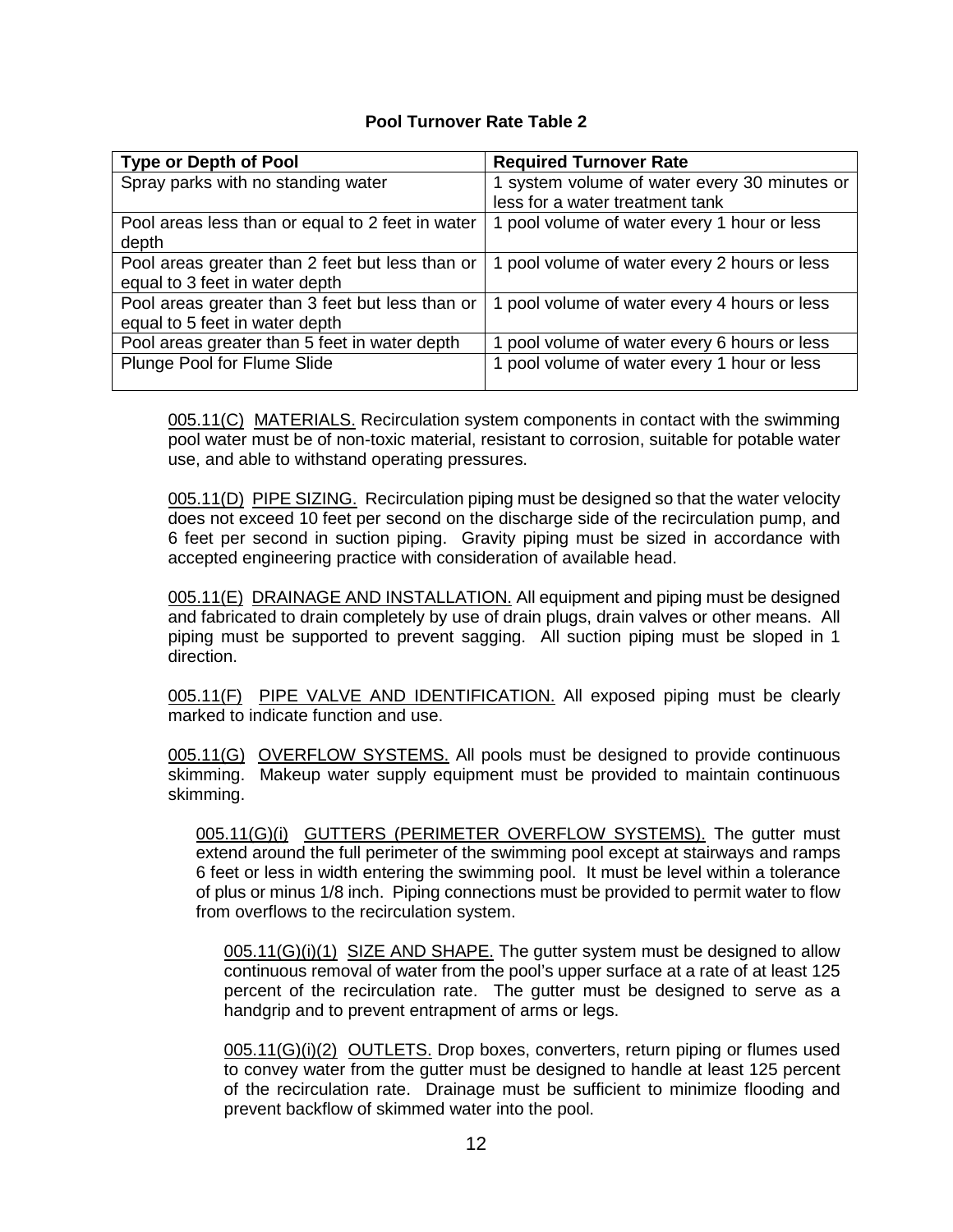**Pool Turnover Rate Table 2**

| Type or Depth of Pool | Required Turnover Rate |
|---|---|
| Spray parks with no standing water | 1 system volume of water every 30 minutes or less for a water treatment tank |
| Pool areas less than or equal to 2 feet in water depth | 1 pool volume of water every 1 hour or less |
| Pool areas greater than 2 feet but less than or equal to 3 feet in water depth | 1 pool volume of water every 2 hours or less |
| Pool areas greater than 3 feet but less than or equal to 5 feet in water depth | 1 pool volume of water every 4 hours or less |
| Pool areas greater than 5 feet in water depth | 1 pool volume of water every 6 hours or less |
| Plunge Pool for Flume Slide | 1 pool volume of water every 1 hour or less |

005.11(C) MATERIALS. Recirculation system components in contact with the swimming pool water must be of non-toxic material, resistant to corrosion, suitable for potable water use, and able to withstand operating pressures.

005.11(D) PIPE SIZING. Recirculation piping must be designed so that the water velocity does not exceed 10 feet per second on the discharge side of the recirculation pump, and 6 feet per second in suction piping. Gravity piping must be sized in accordance with accepted engineering practice with consideration of available head.

005.11(E) DRAINAGE AND INSTALLATION. All equipment and piping must be designed and fabricated to drain completely by use of drain plugs, drain valves or other means. All piping must be supported to prevent sagging. All suction piping must be sloped in 1 direction.

005.11(F) PIPE VALVE AND IDENTIFICATION. All exposed piping must be clearly marked to indicate function and use.

005.11(G) OVERFLOW SYSTEMS. All pools must be designed to provide continuous skimming. Makeup water supply equipment must be provided to maintain continuous skimming.

005.11(G)(i) GUTTERS (PERIMETER OVERFLOW SYSTEMS). The gutter must extend around the full perimeter of the swimming pool except at stairways and ramps 6 feet or less in width entering the swimming pool. It must be level within a tolerance of plus or minus 1/8 inch. Piping connections must be provided to permit water to flow from overflows to the recirculation system.

005.11(G)(i)(1) SIZE AND SHAPE. The gutter system must be designed to allow continuous removal of water from the pool's upper surface at a rate of at least 125 percent of the recirculation rate. The gutter must be designed to serve as a handgrip and to prevent entrapment of arms or legs.

005.11(G)(i)(2) OUTLETS. Drop boxes, converters, return piping or flumes used to convey water from the gutter must be designed to handle at least 125 percent of the recirculation rate. Drainage must be sufficient to minimize flooding and prevent backflow of skimmed water into the pool.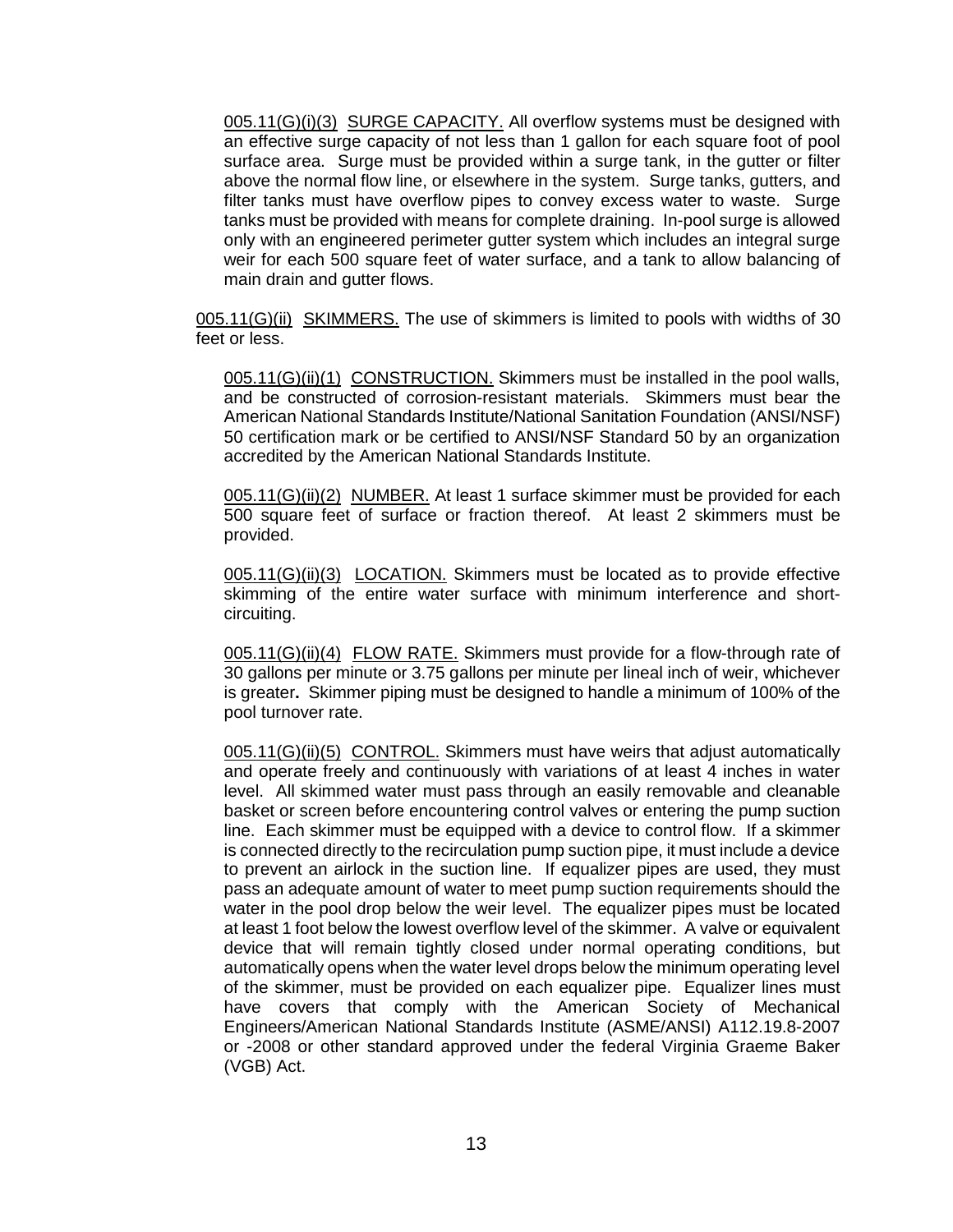005.11(G)(i)(3) SURGE CAPACITY. All overflow systems must be designed with an effective surge capacity of not less than 1 gallon for each square foot of pool surface area. Surge must be provided within a surge tank, in the gutter or filter above the normal flow line, or elsewhere in the system. Surge tanks, gutters, and filter tanks must have overflow pipes to convey excess water to waste. Surge tanks must be provided with means for complete draining. In-pool surge is allowed only with an engineered perimeter gutter system which includes an integral surge weir for each 500 square feet of water surface, and a tank to allow balancing of main drain and gutter flows.

005.11(G)(ii) SKIMMERS. The use of skimmers is limited to pools with widths of 30 feet or less.

005.11(G)(ii)(1) CONSTRUCTION. Skimmers must be installed in the pool walls, and be constructed of corrosion-resistant materials. Skimmers must bear the American National Standards Institute/National Sanitation Foundation (ANSI/NSF) 50 certification mark or be certified to ANSI/NSF Standard 50 by an organization accredited by the American National Standards Institute.

005.11(G)(ii)(2) NUMBER. At least 1 surface skimmer must be provided for each 500 square feet of surface or fraction thereof. At least 2 skimmers must be provided.

005.11(G)(ii)(3) LOCATION. Skimmers must be located as to provide effective skimming of the entire water surface with minimum interference and short-circuiting.

005.11(G)(ii)(4) FLOW RATE. Skimmers must provide for a flow-through rate of 30 gallons per minute or 3.75 gallons per minute per lineal inch of weir, whichever is greater**.** Skimmer piping must be designed to handle a minimum of 100% of the pool turnover rate.

005.11(G)(ii)(5) CONTROL. Skimmers must have weirs that adjust automatically and operate freely and continuously with variations of at least 4 inches in water level. All skimmed water must pass through an easily removable and cleanable basket or screen before encountering control valves or entering the pump suction line. Each skimmer must be equipped with a device to control flow. If a skimmer is connected directly to the recirculation pump suction pipe, it must include a device to prevent an airlock in the suction line. If equalizer pipes are used, they must pass an adequate amount of water to meet pump suction requirements should the water in the pool drop below the weir level. The equalizer pipes must be located at least 1 foot below the lowest overflow level of the skimmer. A valve or equivalent device that will remain tightly closed under normal operating conditions, but automatically opens when the water level drops below the minimum operating level of the skimmer, must be provided on each equalizer pipe. Equalizer lines must have covers that comply with the American Society of Mechanical Engineers/American National Standards Institute (ASME/ANSI) A112.19.8-2007 or -2008 or other standard approved under the federal Virginia Graeme Baker (VGB) Act.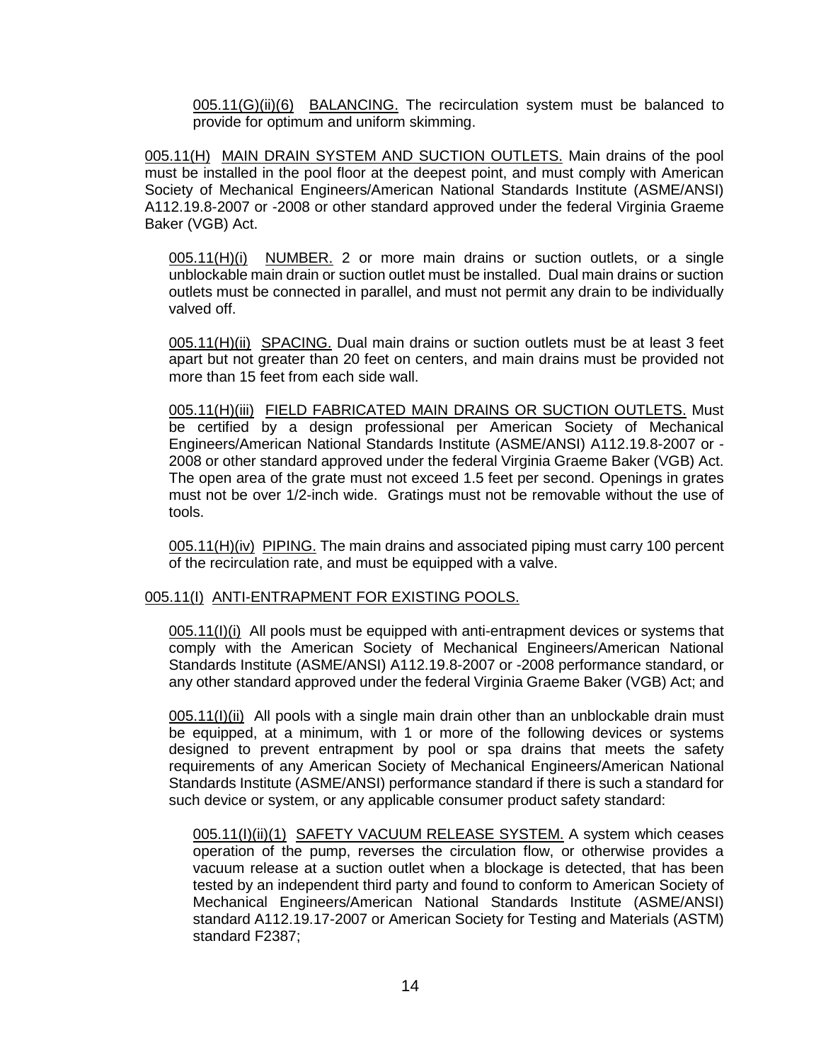005.11(G)(ii)(6) BALANCING. The recirculation system must be balanced to provide for optimum and uniform skimming.

005.11(H) MAIN DRAIN SYSTEM AND SUCTION OUTLETS. Main drains of the pool must be installed in the pool floor at the deepest point, and must comply with American Society of Mechanical Engineers/American National Standards Institute (ASME/ANSI) A112.19.8-2007 or -2008 or other standard approved under the federal Virginia Graeme Baker (VGB) Act.

005.11(H)(i) NUMBER. 2 or more main drains or suction outlets, or a single unblockable main drain or suction outlet must be installed. Dual main drains or suction outlets must be connected in parallel, and must not permit any drain to be individually valved off.

005.11(H)(ii) SPACING. Dual main drains or suction outlets must be at least 3 feet apart but not greater than 20 feet on centers, and main drains must be provided not more than 15 feet from each side wall.

005.11(H)(iii) FIELD FABRICATED MAIN DRAINS OR SUCTION OUTLETS. Must be certified by a design professional per American Society of Mechanical Engineers/American National Standards Institute (ASME/ANSI) A112.19.8-2007 or -2008 or other standard approved under the federal Virginia Graeme Baker (VGB) Act. The open area of the grate must not exceed 1.5 feet per second. Openings in grates must not be over 1/2-inch wide. Gratings must not be removable without the use of tools.

005.11(H)(iv) PIPING. The main drains and associated piping must carry 100 percent of the recirculation rate, and must be equipped with a valve.

005.11(I) ANTI-ENTRAPMENT FOR EXISTING POOLS.

005.11(I)(i) All pools must be equipped with anti-entrapment devices or systems that comply with the American Society of Mechanical Engineers/American National Standards Institute (ASME/ANSI) A112.19.8-2007 or -2008 performance standard, or any other standard approved under the federal Virginia Graeme Baker (VGB) Act; and

005.11(I)(ii) All pools with a single main drain other than an unblockable drain must be equipped, at a minimum, with 1 or more of the following devices or systems designed to prevent entrapment by pool or spa drains that meets the safety requirements of any American Society of Mechanical Engineers/American National Standards Institute (ASME/ANSI) performance standard if there is such a standard for such device or system, or any applicable consumer product safety standard:

005.11(I)(ii)(1) SAFETY VACUUM RELEASE SYSTEM. A system which ceases operation of the pump, reverses the circulation flow, or otherwise provides a vacuum release at a suction outlet when a blockage is detected, that has been tested by an independent third party and found to conform to American Society of Mechanical Engineers/American National Standards Institute (ASME/ANSI) standard A112.19.17-2007 or American Society for Testing and Materials (ASTM) standard F2387;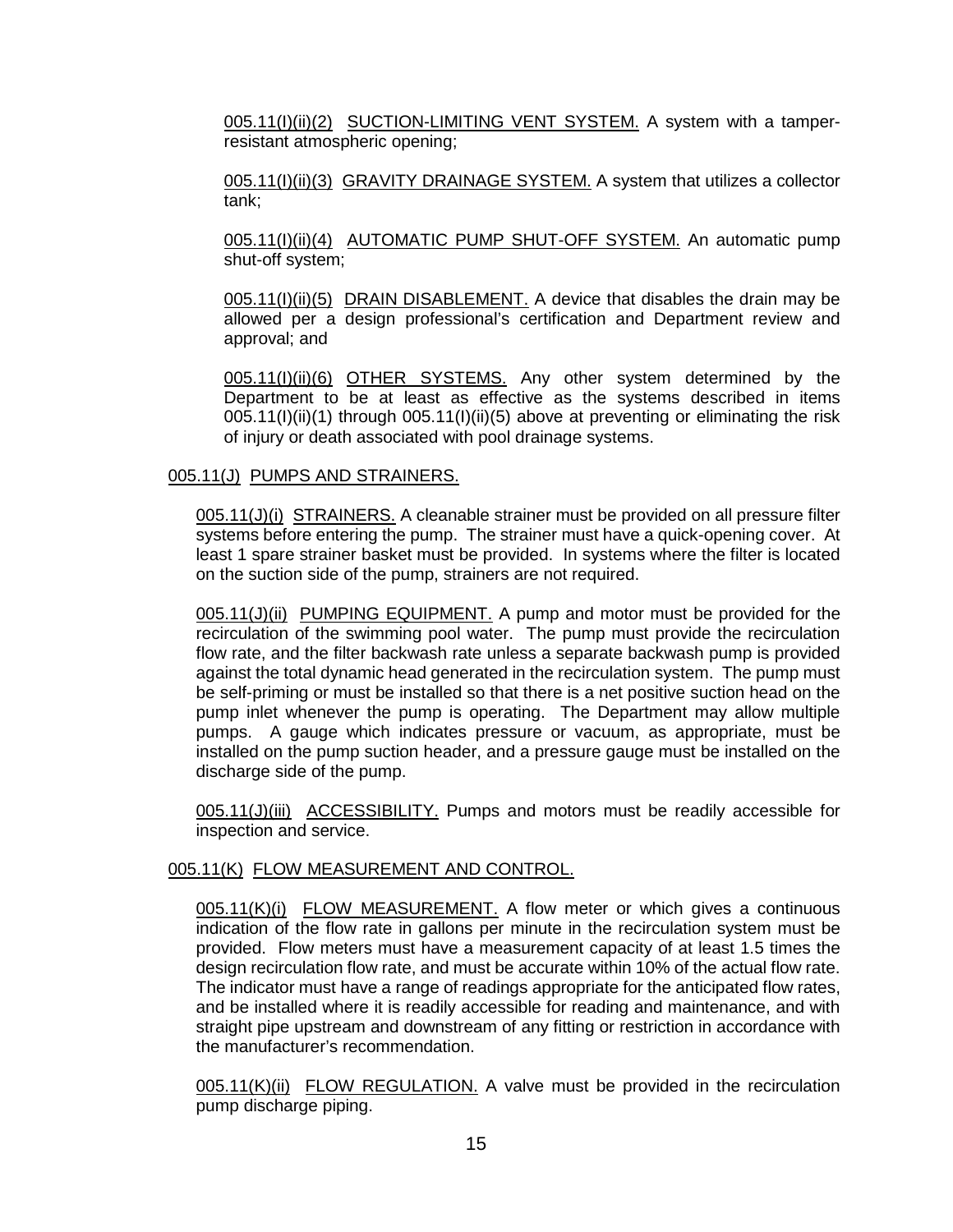005.11(I)(ii)(2) SUCTION-LIMITING VENT SYSTEM. A system with a tamper-resistant atmospheric opening;

005.11(I)(ii)(3) GRAVITY DRAINAGE SYSTEM. A system that utilizes a collector tank;

005.11(I)(ii)(4) AUTOMATIC PUMP SHUT-OFF SYSTEM. An automatic pump shut-off system;

005.11(I)(ii)(5) DRAIN DISABLEMENT. A device that disables the drain may be allowed per a design professional's certification and Department review and approval; and

005.11(I)(ii)(6) OTHER SYSTEMS. Any other system determined by the Department to be at least as effective as the systems described in items 005.11(I)(ii)(1) through 005.11(I)(ii)(5) above at preventing or eliminating the risk of injury or death associated with pool drainage systems.

005.11(J) PUMPS AND STRAINERS.

005.11(J)(i) STRAINERS. A cleanable strainer must be provided on all pressure filter systems before entering the pump. The strainer must have a quick-opening cover. At least 1 spare strainer basket must be provided. In systems where the filter is located on the suction side of the pump, strainers are not required.

005.11(J)(ii) PUMPING EQUIPMENT. A pump and motor must be provided for the recirculation of the swimming pool water. The pump must provide the recirculation flow rate, and the filter backwash rate unless a separate backwash pump is provided against the total dynamic head generated in the recirculation system. The pump must be self-priming or must be installed so that there is a net positive suction head on the pump inlet whenever the pump is operating. The Department may allow multiple pumps. A gauge which indicates pressure or vacuum, as appropriate, must be installed on the pump suction header, and a pressure gauge must be installed on the discharge side of the pump.

005.11(J)(iii) ACCESSIBILITY. Pumps and motors must be readily accessible for inspection and service.

005.11(K) FLOW MEASUREMENT AND CONTROL.

005.11(K)(i) FLOW MEASUREMENT. A flow meter or which gives a continuous indication of the flow rate in gallons per minute in the recirculation system must be provided. Flow meters must have a measurement capacity of at least 1.5 times the design recirculation flow rate, and must be accurate within 10% of the actual flow rate. The indicator must have a range of readings appropriate for the anticipated flow rates, and be installed where it is readily accessible for reading and maintenance, and with straight pipe upstream and downstream of any fitting or restriction in accordance with the manufacturer's recommendation.

005.11(K)(ii) FLOW REGULATION. A valve must be provided in the recirculation pump discharge piping.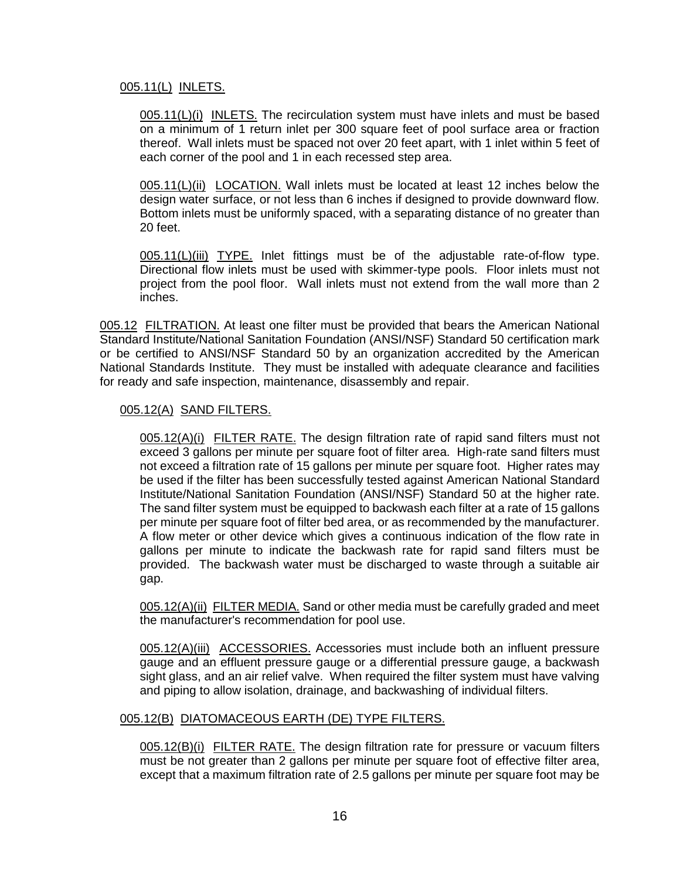005.11(L) INLETS.

005.11(L)(i) INLETS. The recirculation system must have inlets and must be based on a minimum of 1 return inlet per 300 square feet of pool surface area or fraction thereof. Wall inlets must be spaced not over 20 feet apart, with 1 inlet within 5 feet of each corner of the pool and 1 in each recessed step area.

005.11(L)(ii) LOCATION. Wall inlets must be located at least 12 inches below the design water surface, or not less than 6 inches if designed to provide downward flow. Bottom inlets must be uniformly spaced, with a separating distance of no greater than 20 feet.

005.11(L)(iii) TYPE. Inlet fittings must be of the adjustable rate-of-flow type. Directional flow inlets must be used with skimmer-type pools. Floor inlets must not project from the pool floor. Wall inlets must not extend from the wall more than 2 inches.

005.12 FILTRATION. At least one filter must be provided that bears the American National Standard Institute/National Sanitation Foundation (ANSI/NSF) Standard 50 certification mark or be certified to ANSI/NSF Standard 50 by an organization accredited by the American National Standards Institute. They must be installed with adequate clearance and facilities for ready and safe inspection, maintenance, disassembly and repair.

005.12(A) SAND FILTERS.

005.12(A)(i) FILTER RATE. The design filtration rate of rapid sand filters must not exceed 3 gallons per minute per square foot of filter area. High-rate sand filters must not exceed a filtration rate of 15 gallons per minute per square foot. Higher rates may be used if the filter has been successfully tested against American National Standard Institute/National Sanitation Foundation (ANSI/NSF) Standard 50 at the higher rate. The sand filter system must be equipped to backwash each filter at a rate of 15 gallons per minute per square foot of filter bed area, or as recommended by the manufacturer. A flow meter or other device which gives a continuous indication of the flow rate in gallons per minute to indicate the backwash rate for rapid sand filters must be provided. The backwash water must be discharged to waste through a suitable air gap.

005.12(A)(ii) FILTER MEDIA. Sand or other media must be carefully graded and meet the manufacturer's recommendation for pool use.

005.12(A)(iii) ACCESSORIES. Accessories must include both an influent pressure gauge and an effluent pressure gauge or a differential pressure gauge, a backwash sight glass, and an air relief valve. When required the filter system must have valving and piping to allow isolation, drainage, and backwashing of individual filters.

005.12(B) DIATOMACEOUS EARTH (DE) TYPE FILTERS.

005.12(B)(i) FILTER RATE. The design filtration rate for pressure or vacuum filters must be not greater than 2 gallons per minute per square foot of effective filter area, except that a maximum filtration rate of 2.5 gallons per minute per square foot may be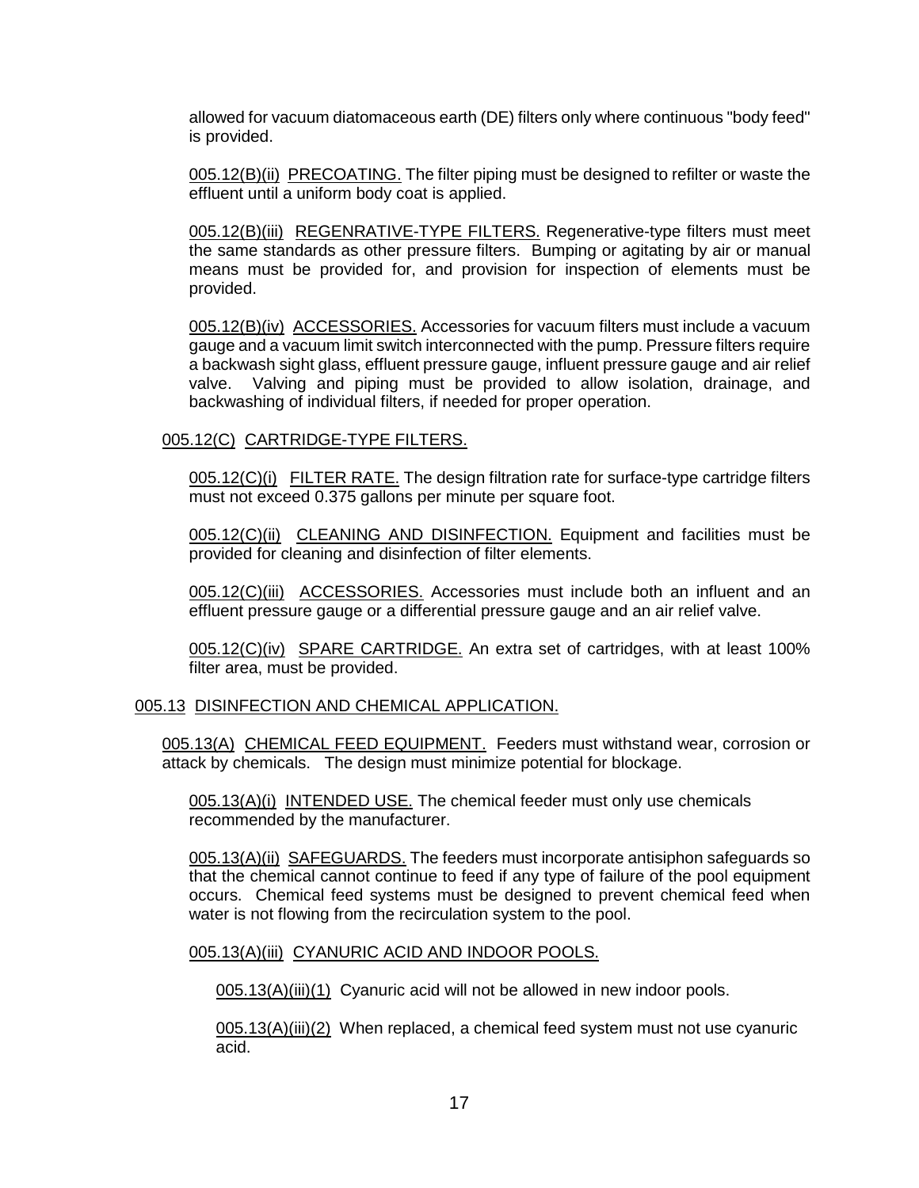allowed for vacuum diatomaceous earth (DE) filters only where continuous "body feed" is provided.

005.12(B)(ii) PRECOATING. The filter piping must be designed to refilter or waste the effluent until a uniform body coat is applied.

005.12(B)(iii) REGENRATIVE-TYPE FILTERS. Regenerative-type filters must meet the same standards as other pressure filters. Bumping or agitating by air or manual means must be provided for, and provision for inspection of elements must be provided.

005.12(B)(iv) ACCESSORIES. Accessories for vacuum filters must include a vacuum gauge and a vacuum limit switch interconnected with the pump. Pressure filters require a backwash sight glass, effluent pressure gauge, influent pressure gauge and air relief valve. Valving and piping must be provided to allow isolation, drainage, and backwashing of individual filters, if needed for proper operation.

005.12(C) CARTRIDGE-TYPE FILTERS.

005.12(C)(i) FILTER RATE. The design filtration rate for surface-type cartridge filters must not exceed 0.375 gallons per minute per square foot.

005.12(C)(ii) CLEANING AND DISINFECTION. Equipment and facilities must be provided for cleaning and disinfection of filter elements.

005.12(C)(iii) ACCESSORIES. Accessories must include both an influent and an effluent pressure gauge or a differential pressure gauge and an air relief valve.

005.12(C)(iv) SPARE CARTRIDGE. An extra set of cartridges, with at least 100% filter area, must be provided.

005.13 DISINFECTION AND CHEMICAL APPLICATION.

005.13(A) CHEMICAL FEED EQUIPMENT. Feeders must withstand wear, corrosion or attack by chemicals. The design must minimize potential for blockage.

005.13(A)(i) INTENDED USE. The chemical feeder must only use chemicals recommended by the manufacturer.

005.13(A)(ii) SAFEGUARDS. The feeders must incorporate antisiphon safeguards so that the chemical cannot continue to feed if any type of failure of the pool equipment occurs. Chemical feed systems must be designed to prevent chemical feed when water is not flowing from the recirculation system to the pool.

005.13(A)(iii) CYANURIC ACID AND INDOOR POOLS.

005.13(A)(iii)(1) Cyanuric acid will not be allowed in new indoor pools.

005.13(A)(iii)(2) When replaced, a chemical feed system must not use cyanuric acid.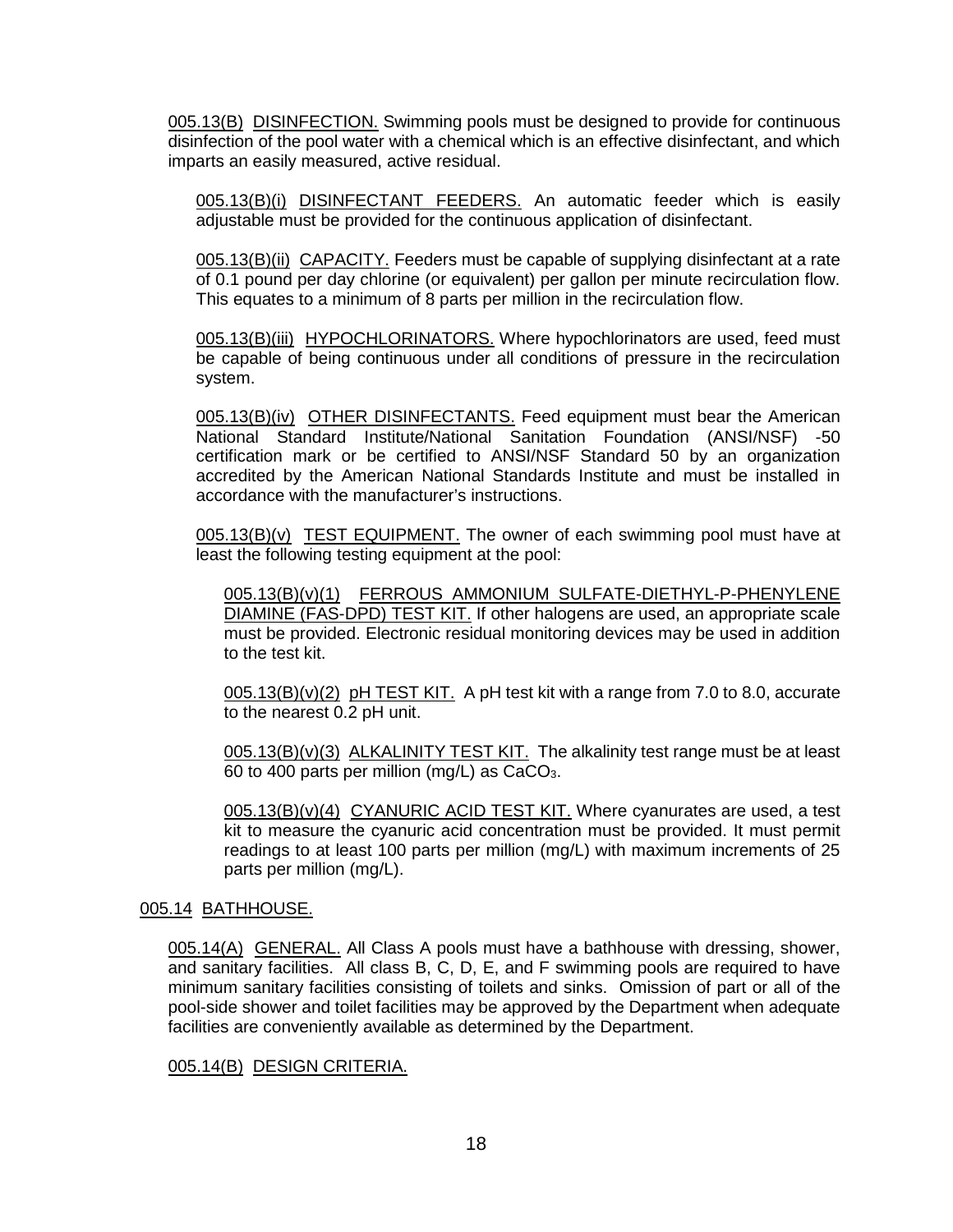005.13(B) DISINFECTION. Swimming pools must be designed to provide for continuous disinfection of the pool water with a chemical which is an effective disinfectant, and which imparts an easily measured, active residual.

005.13(B)(i) DISINFECTANT FEEDERS. An automatic feeder which is easily adjustable must be provided for the continuous application of disinfectant.

005.13(B)(ii) CAPACITY. Feeders must be capable of supplying disinfectant at a rate of 0.1 pound per day chlorine (or equivalent) per gallon per minute recirculation flow. This equates to a minimum of 8 parts per million in the recirculation flow.

005.13(B)(iii) HYPOCHLORINATORS. Where hypochlorinators are used, feed must be capable of being continuous under all conditions of pressure in the recirculation system.

005.13(B)(iv) OTHER DISINFECTANTS. Feed equipment must bear the American National Standard Institute/National Sanitation Foundation (ANSI/NSF) -50 certification mark or be certified to ANSI/NSF Standard 50 by an organization accredited by the American National Standards Institute and must be installed in accordance with the manufacturer's instructions.

005.13(B)(v) TEST EQUIPMENT. The owner of each swimming pool must have at least the following testing equipment at the pool:

005.13(B)(v)(1) FERROUS AMMONIUM SULFATE-DIETHYL-P-PHENYLENE DIAMINE (FAS-DPD) TEST KIT. If other halogens are used, an appropriate scale must be provided. Electronic residual monitoring devices may be used in addition to the test kit.

005.13(B)(v)(2) pH TEST KIT. A pH test kit with a range from 7.0 to 8.0, accurate to the nearest 0.2 pH unit.

005.13(B)(v)(3) ALKALINITY TEST KIT. The alkalinity test range must be at least 60 to 400 parts per million (mg/L) as $CaCO_3$.

005.13(B)(v)(4) CYANURIC ACID TEST KIT. Where cyanurates are used, a test kit to measure the cyanuric acid concentration must be provided. It must permit readings to at least 100 parts per million (mg/L) with maximum increments of 25 parts per million (mg/L).

005.14 BATHHOUSE.

005.14(A) GENERAL. All Class A pools must have a bathhouse with dressing, shower, and sanitary facilities. All class B, C, D, E, and F swimming pools are required to have minimum sanitary facilities consisting of toilets and sinks. Omission of part or all of the pool-side shower and toilet facilities may be approved by the Department when adequate facilities are conveniently available as determined by the Department.

005.14(B) DESIGN CRITERIA.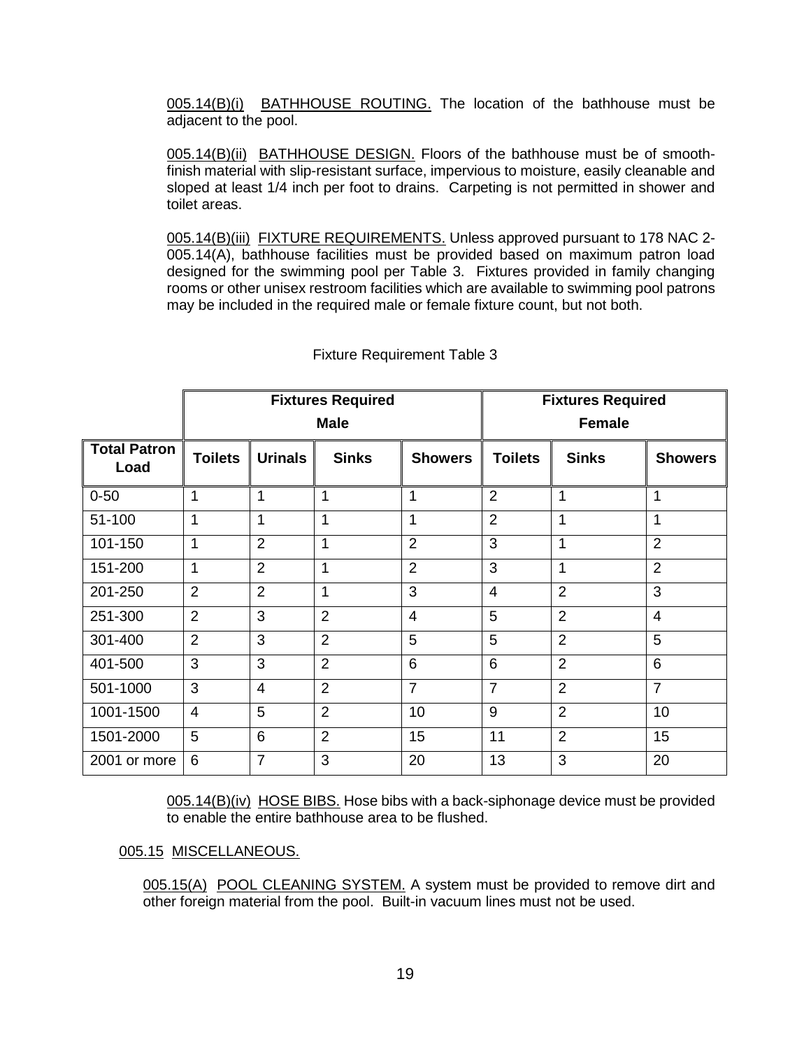005.14(B)(i) BATHHOUSE ROUTING. The location of the bathhouse must be adjacent to the pool.

005.14(B)(ii) BATHHOUSE DESIGN. Floors of the bathhouse must be of smooth-finish material with slip-resistant surface, impervious to moisture, easily cleanable and sloped at least 1/4 inch per foot to drains. Carpeting is not permitted in shower and toilet areas.

005.14(B)(iii) FIXTURE REQUIREMENTS. Unless approved pursuant to 178 NAC 2-005.14(A), bathhouse facilities must be provided based on maximum patron load designed for the swimming pool per Table 3. Fixtures provided in family changing rooms or other unisex restroom facilities which are available to swimming pool patrons may be included in the required male or female fixture count, but not both.

Fixture Requirement Table 3

| | Fixtures Required Male | | | | Fixtures Required Female | | |
|---|---|---|---|---|---|---|---|
| **Total Patron Load** | **Toilets** | **Urinals** | **Sinks** | **Showers** | **Toilets** | **Sinks** | **Showers** |
| 0-50 | 1 | 1 | 1 | 1 | 2 | 1 | 1 |
| 51-100 | 1 | 1 | 1 | 1 | 2 | 1 | 1 |
| 101-150 | 1 | 2 | 1 | 2 | 3 | 1 | 2 |
| 151-200 | 1 | 2 | 1 | 2 | 3 | 1 | 2 |
| 201-250 | 2 | 2 | 1 | 3 | 4 | 2 | 3 |
| 251-300 | 2 | 3 | 2 | 4 | 5 | 2 | 4 |
| 301-400 | 2 | 3 | 2 | 5 | 5 | 2 | 5 |
| 401-500 | 3 | 3 | 2 | 6 | 6 | 2 | 6 |
| 501-1000 | 3 | 4 | 2 | 7 | 7 | 2 | 7 |
| 1001-1500 | 4 | 5 | 2 | 10 | 9 | 2 | 10 |
| 1501-2000 | 5 | 6 | 2 | 15 | 11 | 2 | 15 |
| 2001 or more | 6 | 7 | 3 | 20 | 13 | 3 | 20 |

005.14(B)(iv) HOSE BIBS. Hose bibs with a back-siphonage device must be provided to enable the entire bathhouse area to be flushed.

005.15 MISCELLANEOUS.

005.15(A) POOL CLEANING SYSTEM. A system must be provided to remove dirt and other foreign material from the pool. Built-in vacuum lines must not be used.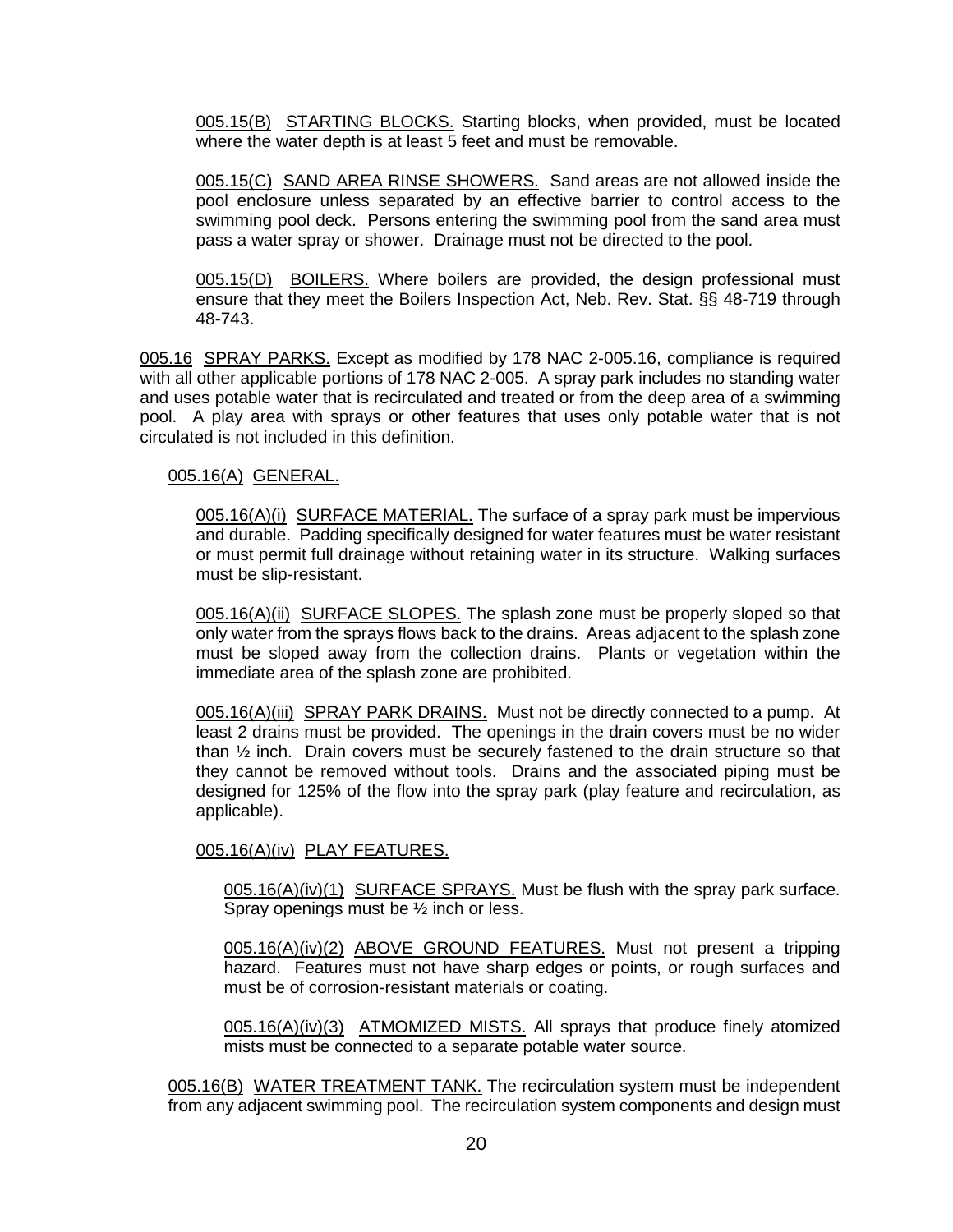005.15(B) STARTING BLOCKS. Starting blocks, when provided, must be located where the water depth is at least 5 feet and must be removable.

005.15(C) SAND AREA RINSE SHOWERS. Sand areas are not allowed inside the pool enclosure unless separated by an effective barrier to control access to the swimming pool deck. Persons entering the swimming pool from the sand area must pass a water spray or shower. Drainage must not be directed to the pool.

005.15(D) BOILERS. Where boilers are provided, the design professional must ensure that they meet the Boilers Inspection Act, Neb. Rev. Stat. §§ 48-719 through 48-743.

005.16 SPRAY PARKS. Except as modified by 178 NAC 2-005.16, compliance is required with all other applicable portions of 178 NAC 2-005. A spray park includes no standing water and uses potable water that is recirculated and treated or from the deep area of a swimming pool. A play area with sprays or other features that uses only potable water that is not circulated is not included in this definition.

005.16(A) GENERAL.

005.16(A)(i) SURFACE MATERIAL. The surface of a spray park must be impervious and durable. Padding specifically designed for water features must be water resistant or must permit full drainage without retaining water in its structure. Walking surfaces must be slip-resistant.

005.16(A)(ii) SURFACE SLOPES. The splash zone must be properly sloped so that only water from the sprays flows back to the drains. Areas adjacent to the splash zone must be sloped away from the collection drains. Plants or vegetation within the immediate area of the splash zone are prohibited.

005.16(A)(iii) SPRAY PARK DRAINS. Must not be directly connected to a pump. At least 2 drains must be provided. The openings in the drain covers must be no wider than ½ inch. Drain covers must be securely fastened to the drain structure so that they cannot be removed without tools. Drains and the associated piping must be designed for 125% of the flow into the spray park (play feature and recirculation, as applicable).

005.16(A)(iv) PLAY FEATURES.

005.16(A)(iv)(1) SURFACE SPRAYS. Must be flush with the spray park surface. Spray openings must be ½ inch or less.

005.16(A)(iv)(2) ABOVE GROUND FEATURES. Must not present a tripping hazard. Features must not have sharp edges or points, or rough surfaces and must be of corrosion-resistant materials or coating.

005.16(A)(iv)(3) ATMOMIZED MISTS. All sprays that produce finely atomized mists must be connected to a separate potable water source.

005.16(B) WATER TREATMENT TANK. The recirculation system must be independent from any adjacent swimming pool. The recirculation system components and design must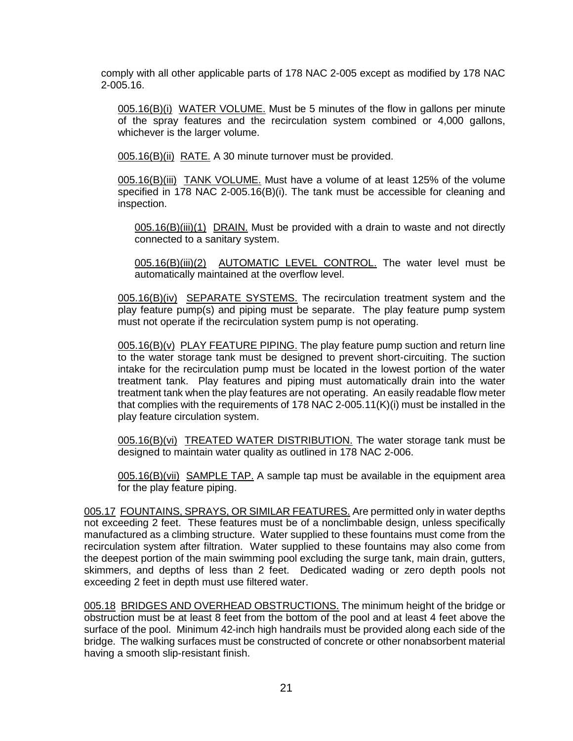comply with all other applicable parts of 178 NAC 2-005 except as modified by 178 NAC 2-005.16.

005.16(B)(i) WATER VOLUME. Must be 5 minutes of the flow in gallons per minute of the spray features and the recirculation system combined or 4,000 gallons, whichever is the larger volume.

005.16(B)(ii) RATE. A 30 minute turnover must be provided.

005.16(B)(iii) TANK VOLUME. Must have a volume of at least 125% of the volume specified in 178 NAC 2-005.16(B)(i). The tank must be accessible for cleaning and inspection.

005.16(B)(iii)(1) DRAIN. Must be provided with a drain to waste and not directly connected to a sanitary system.

005.16(B)(iii)(2) AUTOMATIC LEVEL CONTROL. The water level must be automatically maintained at the overflow level.

005.16(B)(iv) SEPARATE SYSTEMS. The recirculation treatment system and the play feature pump(s) and piping must be separate. The play feature pump system must not operate if the recirculation system pump is not operating.

005.16(B)(v) PLAY FEATURE PIPING. The play feature pump suction and return line to the water storage tank must be designed to prevent short-circuiting. The suction intake for the recirculation pump must be located in the lowest portion of the water treatment tank. Play features and piping must automatically drain into the water treatment tank when the play features are not operating. An easily readable flow meter that complies with the requirements of 178 NAC 2-005.11(K)(i) must be installed in the play feature circulation system.

005.16(B)(vi) TREATED WATER DISTRIBUTION. The water storage tank must be designed to maintain water quality as outlined in 178 NAC 2-006.

005.16(B)(vii) SAMPLE TAP. A sample tap must be available in the equipment area for the play feature piping.

005.17 FOUNTAINS, SPRAYS, OR SIMILAR FEATURES. Are permitted only in water depths not exceeding 2 feet. These features must be of a nonclimbable design, unless specifically manufactured as a climbing structure. Water supplied to these fountains must come from the recirculation system after filtration. Water supplied to these fountains may also come from the deepest portion of the main swimming pool excluding the surge tank, main drain, gutters, skimmers, and depths of less than 2 feet. Dedicated wading or zero depth pools not exceeding 2 feet in depth must use filtered water.

005.18 BRIDGES AND OVERHEAD OBSTRUCTIONS. The minimum height of the bridge or obstruction must be at least 8 feet from the bottom of the pool and at least 4 feet above the surface of the pool. Minimum 42-inch high handrails must be provided along each side of the bridge. The walking surfaces must be constructed of concrete or other nonabsorbent material having a smooth slip-resistant finish.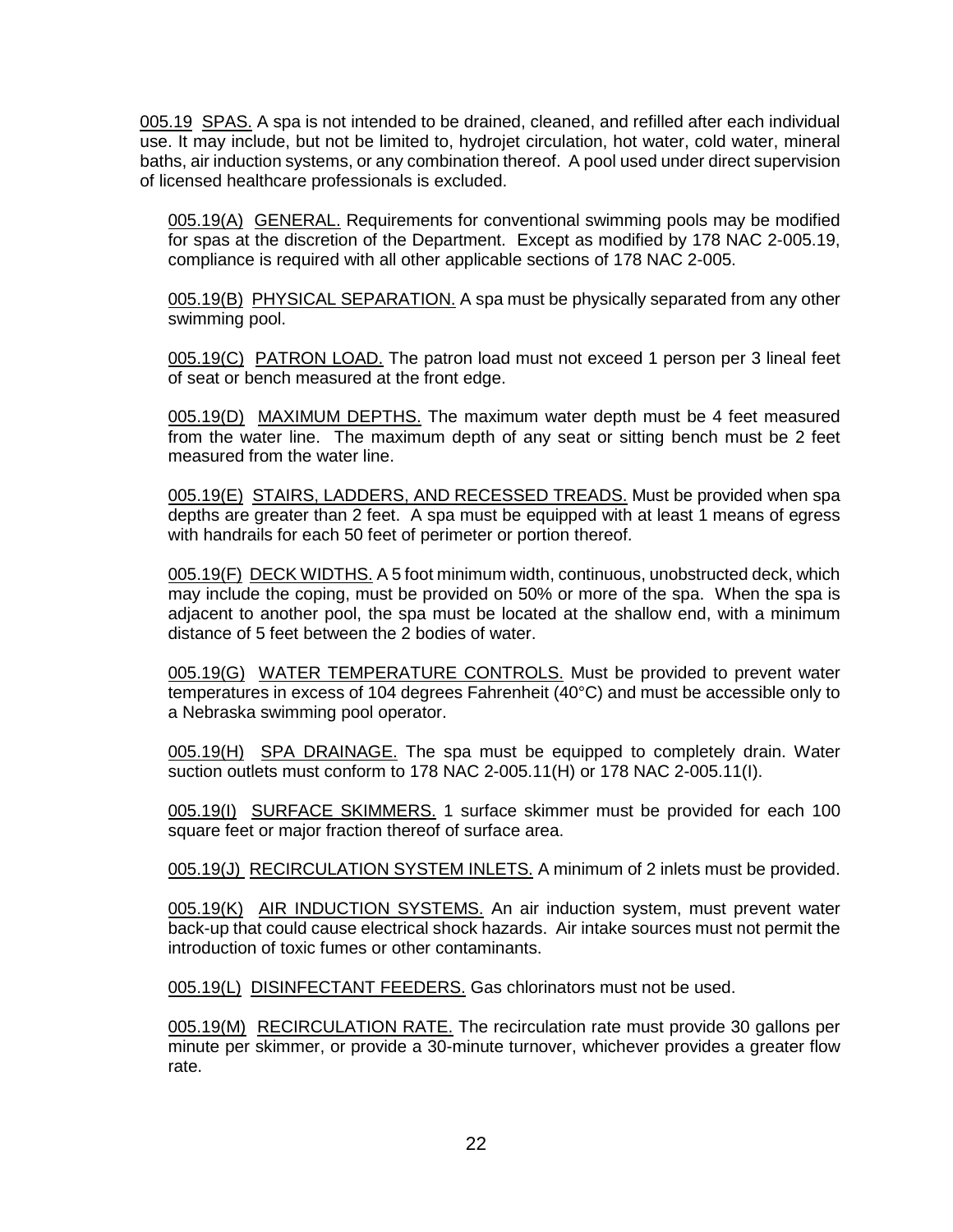<u>005.19</u> <u>SPAS.</u> A spa is not intended to be drained, cleaned, and refilled after each individual use. It may include, but not be limited to, hydrojet circulation, hot water, cold water, mineral baths, air induction systems, or any combination thereof. A pool used under direct supervision of licensed healthcare professionals is excluded.

<u>005.19(A)</u> <u>GENERAL.</u> Requirements for conventional swimming pools may be modified for spas at the discretion of the Department. Except as modified by 178 NAC 2-005.19, compliance is required with all other applicable sections of 178 NAC 2-005.

<u>005.19(B)</u> <u>PHYSICAL SEPARATION.</u> A spa must be physically separated from any other swimming pool.

<u>005.19(C)</u> <u>PATRON LOAD.</u> The patron load must not exceed 1 person per 3 lineal feet of seat or bench measured at the front edge.

<u>005.19(D)</u> <u>MAXIMUM DEPTHS.</u> The maximum water depth must be 4 feet measured from the water line. The maximum depth of any seat or sitting bench must be 2 feet measured from the water line.

<u>005.19(E)</u> <u>STAIRS, LADDERS, AND RECESSED TREADS.</u> Must be provided when spa depths are greater than 2 feet. A spa must be equipped with at least 1 means of egress with handrails for each 50 feet of perimeter or portion thereof.

<u>005.19(F)</u> <u>DECK WIDTHS.</u> A 5 foot minimum width, continuous, unobstructed deck, which may include the coping, must be provided on 50% or more of the spa. When the spa is adjacent to another pool, the spa must be located at the shallow end, with a minimum distance of 5 feet between the 2 bodies of water.

<u>005.19(G)</u> <u>WATER TEMPERATURE CONTROLS.</u> Must be provided to prevent water temperatures in excess of 104 degrees Fahrenheit (40°C) and must be accessible only to a Nebraska swimming pool operator.

<u>005.19(H)</u> <u>SPA DRAINAGE.</u> The spa must be equipped to completely drain. Water suction outlets must conform to 178 NAC 2-005.11(H) or 178 NAC 2-005.11(I).

<u>005.19(I)</u> <u>SURFACE SKIMMERS.</u> 1 surface skimmer must be provided for each 100 square feet or major fraction thereof of surface area.

<u>005.19(J)</u> <u>RECIRCULATION SYSTEM INLETS.</u> A minimum of 2 inlets must be provided.

<u>005.19(K)</u> <u>AIR INDUCTION SYSTEMS.</u> An air induction system, must prevent water back-up that could cause electrical shock hazards. Air intake sources must not permit the introduction of toxic fumes or other contaminants.

<u>005.19(L)</u> <u>DISINFECTANT FEEDERS.</u> Gas chlorinators must not be used.

<u>005.19(M)</u> <u>RECIRCULATION RATE.</u> The recirculation rate must provide 30 gallons per minute per skimmer, or provide a 30-minute turnover, whichever provides a greater flow rate.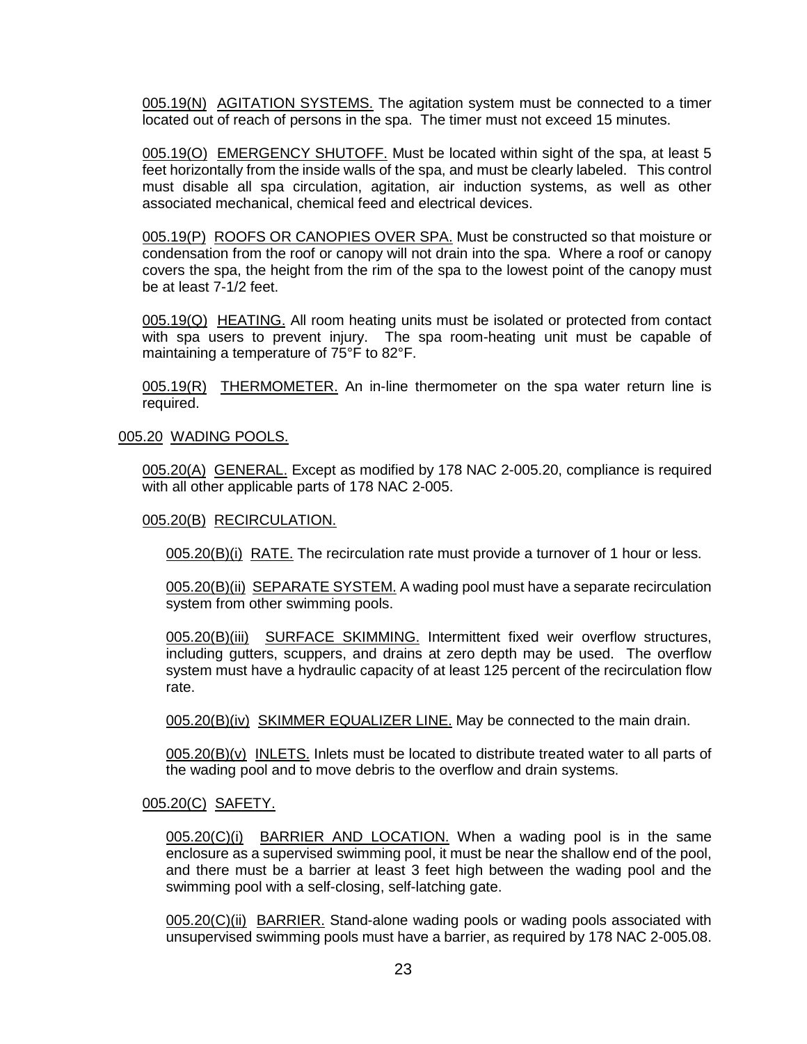005.19(N) AGITATION SYSTEMS. The agitation system must be connected to a timer located out of reach of persons in the spa. The timer must not exceed 15 minutes.

005.19(O) EMERGENCY SHUTOFF. Must be located within sight of the spa, at least 5 feet horizontally from the inside walls of the spa, and must be clearly labeled. This control must disable all spa circulation, agitation, air induction systems, as well as other associated mechanical, chemical feed and electrical devices.

005.19(P) ROOFS OR CANOPIES OVER SPA. Must be constructed so that moisture or condensation from the roof or canopy will not drain into the spa. Where a roof or canopy covers the spa, the height from the rim of the spa to the lowest point of the canopy must be at least 7-1/2 feet.

005.19(Q) HEATING. All room heating units must be isolated or protected from contact with spa users to prevent injury. The spa room-heating unit must be capable of maintaining a temperature of 75°F to 82°F.

005.19(R) THERMOMETER. An in-line thermometer on the spa water return line is required.

## 005.20 WADING POOLS.

005.20(A) GENERAL. Except as modified by 178 NAC 2-005.20, compliance is required with all other applicable parts of 178 NAC 2-005.

### 005.20(B) RECIRCULATION.

005.20(B)(i) RATE. The recirculation rate must provide a turnover of 1 hour or less.

005.20(B)(ii) SEPARATE SYSTEM. A wading pool must have a separate recirculation system from other swimming pools.

005.20(B)(iii) SURFACE SKIMMING. Intermittent fixed weir overflow structures, including gutters, scuppers, and drains at zero depth may be used. The overflow system must have a hydraulic capacity of at least 125 percent of the recirculation flow rate.

005.20(B)(iv) SKIMMER EQUALIZER LINE. May be connected to the main drain.

005.20(B)(v) INLETS. Inlets must be located to distribute treated water to all parts of the wading pool and to move debris to the overflow and drain systems.

### 005.20(C) SAFETY.

005.20(C)(i) BARRIER AND LOCATION. When a wading pool is in the same enclosure as a supervised swimming pool, it must be near the shallow end of the pool, and there must be a barrier at least 3 feet high between the wading pool and the swimming pool with a self-closing, self-latching gate.

005.20(C)(ii) BARRIER. Stand-alone wading pools or wading pools associated with unsupervised swimming pools must have a barrier, as required by 178 NAC 2-005.08.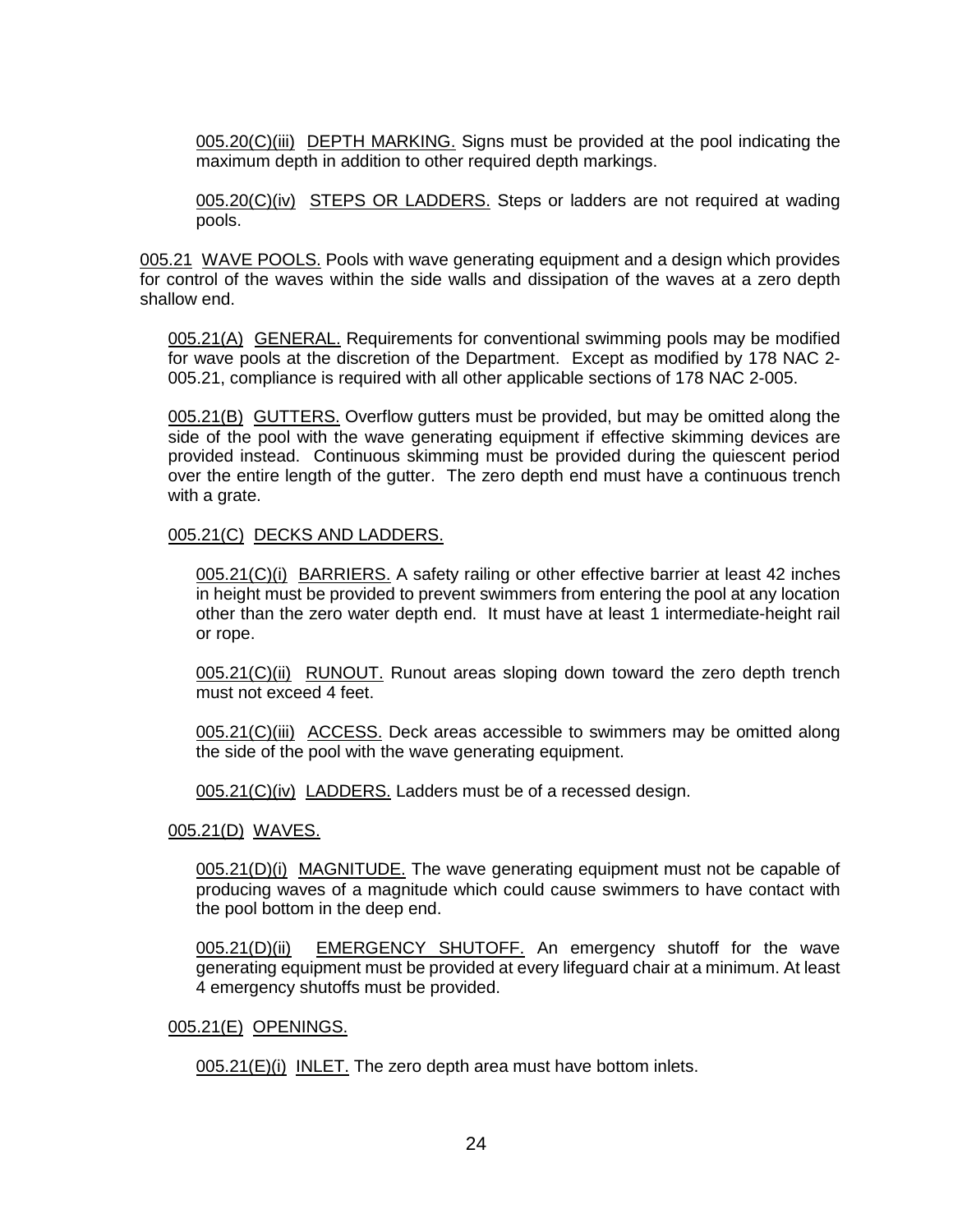005.20(C)(iii) <u>DEPTH MARKING.</u> Signs must be provided at the pool indicating the maximum depth in addition to other required depth markings.

005.20(C)(iv) <u>STEPS OR LADDERS.</u> Steps or ladders are not required at wading pools.

005.21 <u>WAVE POOLS.</u> Pools with wave generating equipment and a design which provides for control of the waves within the side walls and dissipation of the waves at a zero depth shallow end.

005.21(A) <u>GENERAL.</u> Requirements for conventional swimming pools may be modified for wave pools at the discretion of the Department. Except as modified by 178 NAC 2-005.21, compliance is required with all other applicable sections of 178 NAC 2-005.

005.21(B) <u>GUTTERS.</u> Overflow gutters must be provided, but may be omitted along the side of the pool with the wave generating equipment if effective skimming devices are provided instead. Continuous skimming must be provided during the quiescent period over the entire length of the gutter. The zero depth end must have a continuous trench with a grate.

005.21(C) <u>DECKS AND LADDERS.</u>

005.21(C)(i) <u>BARRIERS.</u> A safety railing or other effective barrier at least 42 inches in height must be provided to prevent swimmers from entering the pool at any location other than the zero water depth end. It must have at least 1 intermediate-height rail or rope.

005.21(C)(ii) <u>RUNOUT.</u> Runout areas sloping down toward the zero depth trench must not exceed 4 feet.

005.21(C)(iii) <u>ACCESS.</u> Deck areas accessible to swimmers may be omitted along the side of the pool with the wave generating equipment.

005.21(C)(iv) <u>LADDERS.</u> Ladders must be of a recessed design.

005.21(D) <u>WAVES.</u>

005.21(D)(i) <u>MAGNITUDE.</u> The wave generating equipment must not be capable of producing waves of a magnitude which could cause swimmers to have contact with the pool bottom in the deep end.

005.21(D)(ii) <u>EMERGENCY SHUTOFF.</u> An emergency shutoff for the wave generating equipment must be provided at every lifeguard chair at a minimum. At least 4 emergency shutoffs must be provided.

005.21(E) <u>OPENINGS.</u>

005.21(E)(i) <u>INLET.</u> The zero depth area must have bottom inlets.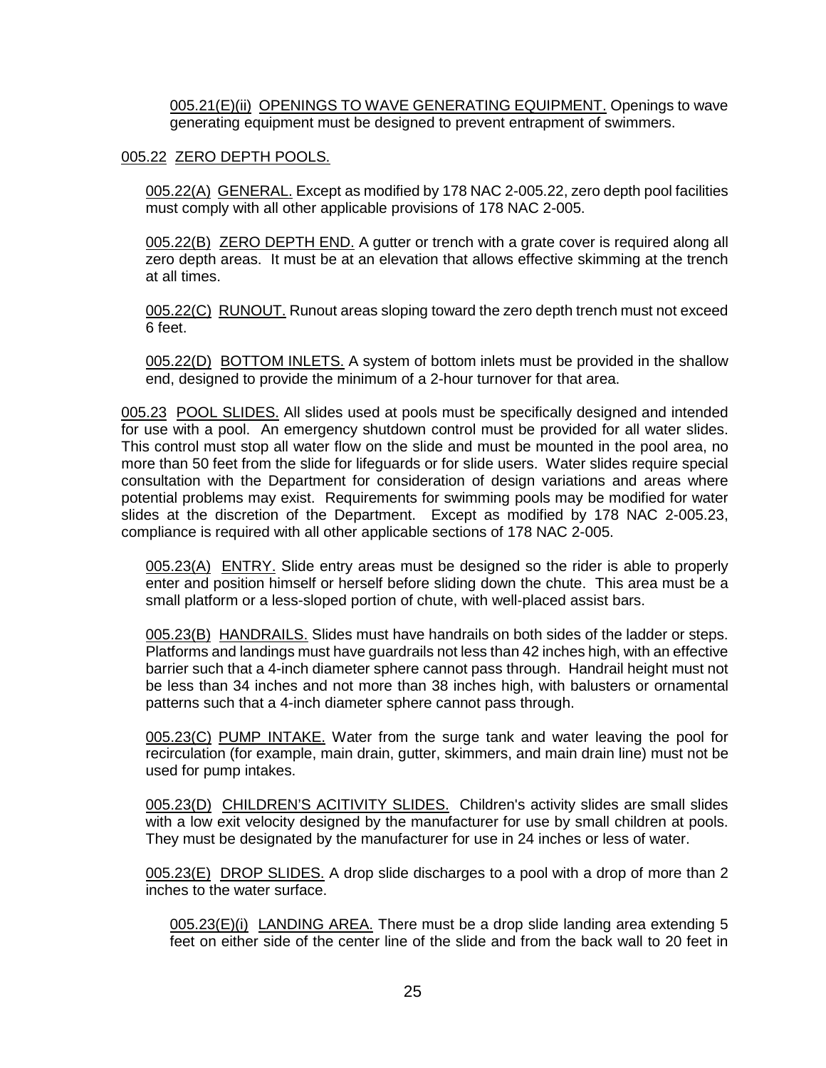005.21(E)(ii) OPENINGS TO WAVE GENERATING EQUIPMENT. Openings to wave generating equipment must be designed to prevent entrapment of swimmers.

005.22 ZERO DEPTH POOLS.

005.22(A) GENERAL. Except as modified by 178 NAC 2-005.22, zero depth pool facilities must comply with all other applicable provisions of 178 NAC 2-005.

005.22(B) ZERO DEPTH END. A gutter or trench with a grate cover is required along all zero depth areas. It must be at an elevation that allows effective skimming at the trench at all times.

005.22(C) RUNOUT. Runout areas sloping toward the zero depth trench must not exceed 6 feet.

005.22(D) BOTTOM INLETS. A system of bottom inlets must be provided in the shallow end, designed to provide the minimum of a 2-hour turnover for that area.

005.23 POOL SLIDES. All slides used at pools must be specifically designed and intended for use with a pool. An emergency shutdown control must be provided for all water slides. This control must stop all water flow on the slide and must be mounted in the pool area, no more than 50 feet from the slide for lifeguards or for slide users. Water slides require special consultation with the Department for consideration of design variations and areas where potential problems may exist. Requirements for swimming pools may be modified for water slides at the discretion of the Department. Except as modified by 178 NAC 2-005.23, compliance is required with all other applicable sections of 178 NAC 2-005.

005.23(A) ENTRY. Slide entry areas must be designed so the rider is able to properly enter and position himself or herself before sliding down the chute. This area must be a small platform or a less-sloped portion of chute, with well-placed assist bars.

005.23(B) HANDRAILS. Slides must have handrails on both sides of the ladder or steps. Platforms and landings must have guardrails not less than 42 inches high, with an effective barrier such that a 4-inch diameter sphere cannot pass through. Handrail height must not be less than 34 inches and not more than 38 inches high, with balusters or ornamental patterns such that a 4-inch diameter sphere cannot pass through.

005.23(C) PUMP INTAKE. Water from the surge tank and water leaving the pool for recirculation (for example, main drain, gutter, skimmers, and main drain line) must not be used for pump intakes.

005.23(D) CHILDREN'S ACITIVITY SLIDES. Children's activity slides are small slides with a low exit velocity designed by the manufacturer for use by small children at pools. They must be designated by the manufacturer for use in 24 inches or less of water.

005.23(E) DROP SLIDES. A drop slide discharges to a pool with a drop of more than 2 inches to the water surface.

005.23(E)(i) LANDING AREA. There must be a drop slide landing area extending 5 feet on either side of the center line of the slide and from the back wall to 20 feet in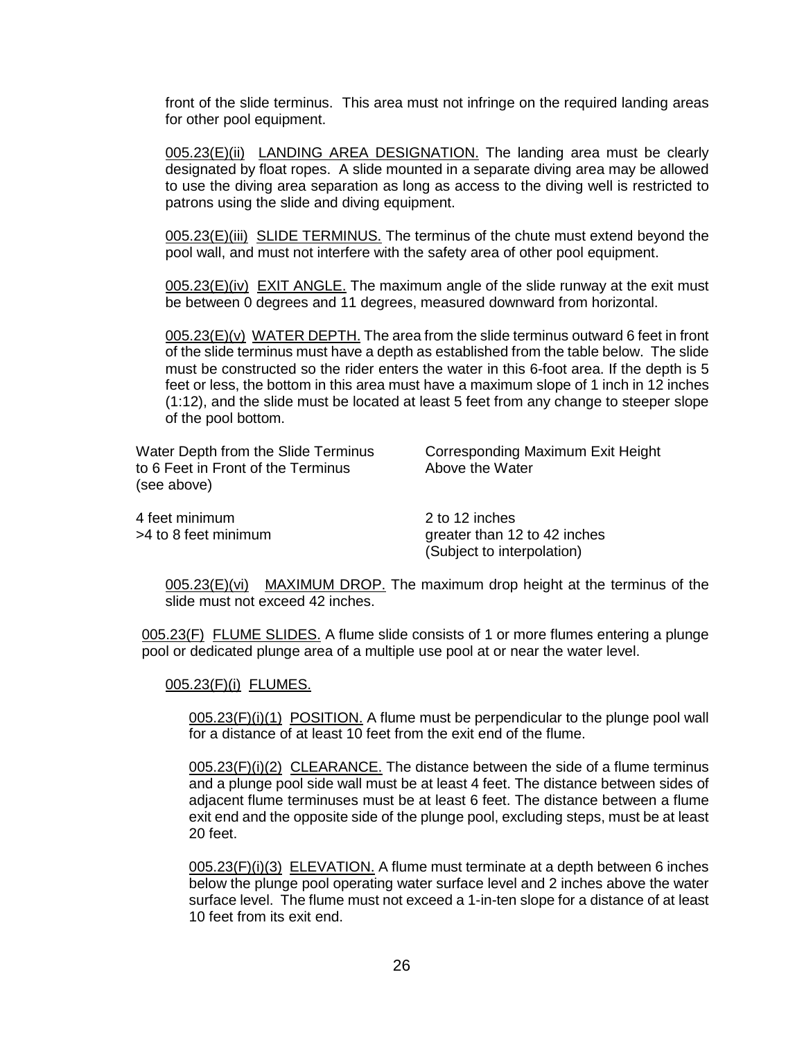front of the slide terminus. This area must not infringe on the required landing areas for other pool equipment.

005.23(E)(ii) LANDING AREA DESIGNATION. The landing area must be clearly designated by float ropes. A slide mounted in a separate diving area may be allowed to use the diving area separation as long as access to the diving well is restricted to patrons using the slide and diving equipment.

005.23(E)(iii) SLIDE TERMINUS. The terminus of the chute must extend beyond the pool wall, and must not interfere with the safety area of other pool equipment.

005.23(E)(iv) EXIT ANGLE. The maximum angle of the slide runway at the exit must be between 0 degrees and 11 degrees, measured downward from horizontal.

005.23(E)(v) WATER DEPTH. The area from the slide terminus outward 6 feet in front of the slide terminus must have a depth as established from the table below. The slide must be constructed so the rider enters the water in this 6-foot area. If the depth is 5 feet or less, the bottom in this area must have a maximum slope of 1 inch in 12 inches (1:12), and the slide must be located at least 5 feet from any change to steeper slope of the pool bottom.

| Water Depth from the Slide Terminus to 6 Feet in Front of the Terminus (see above) | Corresponding Maximum Exit Height Above the Water |
|---|---|
| 4 feet minimum | 2 to 12 inches |
| >4 to 8 feet minimum | greater than 12 to 42 inches (Subject to interpolation) |

005.23(E)(vi) MAXIMUM DROP. The maximum drop height at the terminus of the slide must not exceed 42 inches.

005.23(F) FLUME SLIDES. A flume slide consists of 1 or more flumes entering a plunge pool or dedicated plunge area of a multiple use pool at or near the water level.

005.23(F)(i) FLUMES.

005.23(F)(i)(1) POSITION. A flume must be perpendicular to the plunge pool wall for a distance of at least 10 feet from the exit end of the flume.

005.23(F)(i)(2) CLEARANCE. The distance between the side of a flume terminus and a plunge pool side wall must be at least 4 feet. The distance between sides of adjacent flume terminuses must be at least 6 feet. The distance between a flume exit end and the opposite side of the plunge pool, excluding steps, must be at least 20 feet.

005.23(F)(i)(3) ELEVATION. A flume must terminate at a depth between 6 inches below the plunge pool operating water surface level and 2 inches above the water surface level. The flume must not exceed a 1-in-ten slope for a distance of at least 10 feet from its exit end.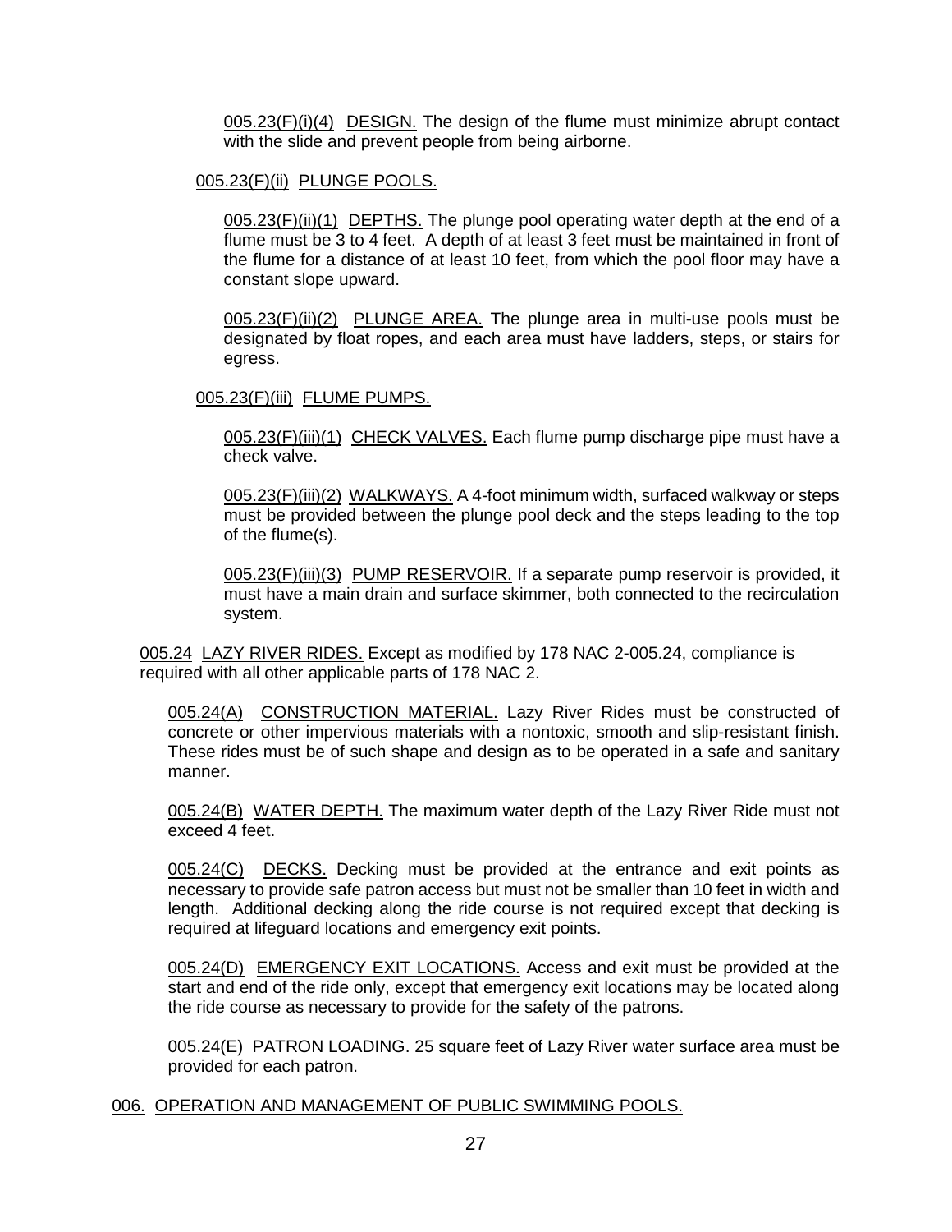005.23(F)(i)(4) DESIGN. The design of the flume must minimize abrupt contact with the slide and prevent people from being airborne.

005.23(F)(ii) PLUNGE POOLS.

005.23(F)(ii)(1) DEPTHS. The plunge pool operating water depth at the end of a flume must be 3 to 4 feet. A depth of at least 3 feet must be maintained in front of the flume for a distance of at least 10 feet, from which the pool floor may have a constant slope upward.

005.23(F)(ii)(2) PLUNGE AREA. The plunge area in multi-use pools must be designated by float ropes, and each area must have ladders, steps, or stairs for egress.

005.23(F)(iii) FLUME PUMPS.

005.23(F)(iii)(1) CHECK VALVES. Each flume pump discharge pipe must have a check valve.

005.23(F)(iii)(2) WALKWAYS. A 4-foot minimum width, surfaced walkway or steps must be provided between the plunge pool deck and the steps leading to the top of the flume(s).

005.23(F)(iii)(3) PUMP RESERVOIR. If a separate pump reservoir is provided, it must have a main drain and surface skimmer, both connected to the recirculation system.

005.24 LAZY RIVER RIDES. Except as modified by 178 NAC 2-005.24, compliance is required with all other applicable parts of 178 NAC 2.

005.24(A) CONSTRUCTION MATERIAL. Lazy River Rides must be constructed of concrete or other impervious materials with a nontoxic, smooth and slip-resistant finish. These rides must be of such shape and design as to be operated in a safe and sanitary manner.

005.24(B) WATER DEPTH. The maximum water depth of the Lazy River Ride must not exceed 4 feet.

005.24(C) DECKS. Decking must be provided at the entrance and exit points as necessary to provide safe patron access but must not be smaller than 10 feet in width and length. Additional decking along the ride course is not required except that decking is required at lifeguard locations and emergency exit points.

005.24(D) EMERGENCY EXIT LOCATIONS. Access and exit must be provided at the start and end of the ride only, except that emergency exit locations may be located along the ride course as necessary to provide for the safety of the patrons.

005.24(E) PATRON LOADING. 25 square feet of Lazy River water surface area must be provided for each patron.

006. OPERATION AND MANAGEMENT OF PUBLIC SWIMMING POOLS.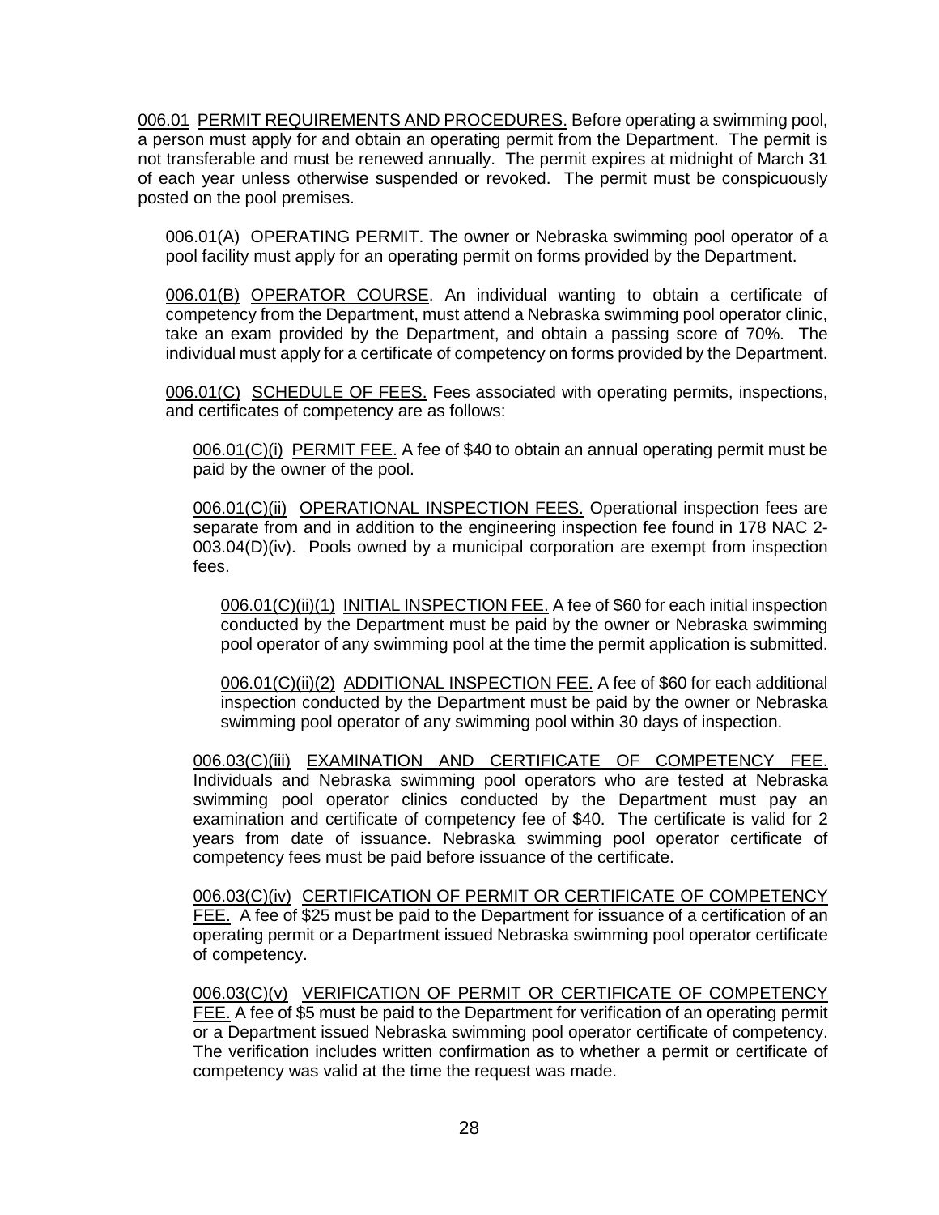006.01 PERMIT REQUIREMENTS AND PROCEDURES. Before operating a swimming pool, a person must apply for and obtain an operating permit from the Department. The permit is not transferable and must be renewed annually. The permit expires at midnight of March 31 of each year unless otherwise suspended or revoked. The permit must be conspicuously posted on the pool premises.

006.01(A) OPERATING PERMIT. The owner or Nebraska swimming pool operator of a pool facility must apply for an operating permit on forms provided by the Department.

006.01(B) OPERATOR COURSE. An individual wanting to obtain a certificate of competency from the Department, must attend a Nebraska swimming pool operator clinic, take an exam provided by the Department, and obtain a passing score of 70%. The individual must apply for a certificate of competency on forms provided by the Department.

006.01(C) SCHEDULE OF FEES. Fees associated with operating permits, inspections, and certificates of competency are as follows:

006.01(C)(i) PERMIT FEE. A fee of $40 to obtain an annual operating permit must be paid by the owner of the pool.

006.01(C)(ii) OPERATIONAL INSPECTION FEES. Operational inspection fees are separate from and in addition to the engineering inspection fee found in 178 NAC 2-003.04(D)(iv). Pools owned by a municipal corporation are exempt from inspection fees.

006.01(C)(ii)(1) INITIAL INSPECTION FEE. A fee of $60 for each initial inspection conducted by the Department must be paid by the owner or Nebraska swimming pool operator of any swimming pool at the time the permit application is submitted.

006.01(C)(ii)(2) ADDITIONAL INSPECTION FEE. A fee of $60 for each additional inspection conducted by the Department must be paid by the owner or Nebraska swimming pool operator of any swimming pool within 30 days of inspection.

006.03(C)(iii) EXAMINATION AND CERTIFICATE OF COMPETENCY FEE. Individuals and Nebraska swimming pool operators who are tested at Nebraska swimming pool operator clinics conducted by the Department must pay an examination and certificate of competency fee of $40. The certificate is valid for 2 years from date of issuance. Nebraska swimming pool operator certificate of competency fees must be paid before issuance of the certificate.

006.03(C)(iv) CERTIFICATION OF PERMIT OR CERTIFICATE OF COMPETENCY FEE. A fee of $25 must be paid to the Department for issuance of a certification of an operating permit or a Department issued Nebraska swimming pool operator certificate of competency.

006.03(C)(v) VERIFICATION OF PERMIT OR CERTIFICATE OF COMPETENCY FEE. A fee of $5 must be paid to the Department for verification of an operating permit or a Department issued Nebraska swimming pool operator certificate of competency. The verification includes written confirmation as to whether a permit or certificate of competency was valid at the time the request was made.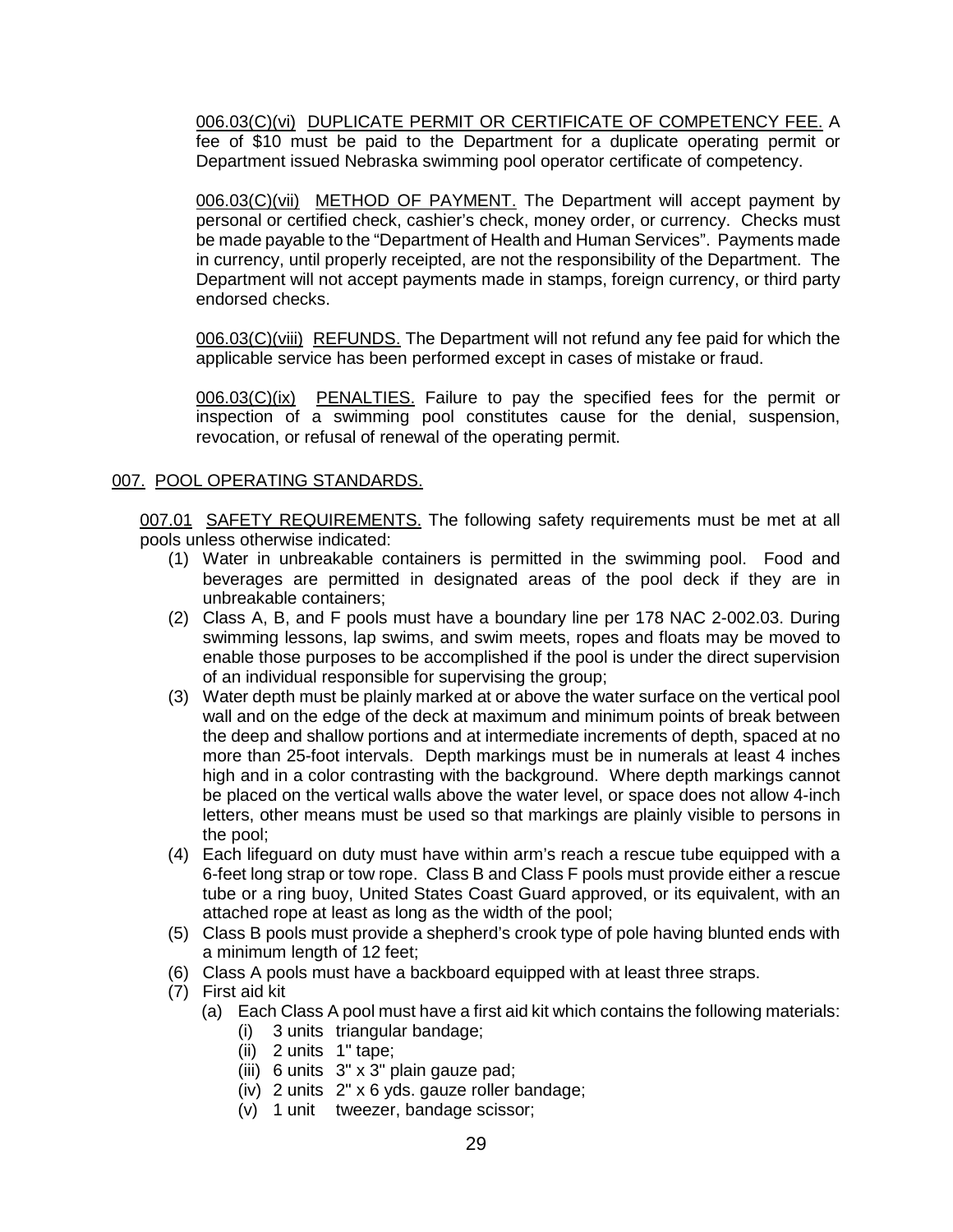006.03(C)(vi) DUPLICATE PERMIT OR CERTIFICATE OF COMPETENCY FEE. A fee of $10 must be paid to the Department for a duplicate operating permit or Department issued Nebraska swimming pool operator certificate of competency.

006.03(C)(vii) METHOD OF PAYMENT. The Department will accept payment by personal or certified check, cashier's check, money order, or currency. Checks must be made payable to the "Department of Health and Human Services". Payments made in currency, until properly receipted, are not the responsibility of the Department. The Department will not accept payments made in stamps, foreign currency, or third party endorsed checks.

006.03(C)(viii) REFUNDS. The Department will not refund any fee paid for which the applicable service has been performed except in cases of mistake or fraud.

006.03(C)(ix) PENALTIES. Failure to pay the specified fees for the permit or inspection of a swimming pool constitutes cause for the denial, suspension, revocation, or refusal of renewal of the operating permit.

007. POOL OPERATING STANDARDS.

007.01 SAFETY REQUIREMENTS. The following safety requirements must be met at all pools unless otherwise indicated:

(1) Water in unbreakable containers is permitted in the swimming pool. Food and beverages are permitted in designated areas of the pool deck if they are in unbreakable containers;
(2) Class A, B, and F pools must have a boundary line per 178 NAC 2-002.03. During swimming lessons, lap swims, and swim meets, ropes and floats may be moved to enable those purposes to be accomplished if the pool is under the direct supervision of an individual responsible for supervising the group;
(3) Water depth must be plainly marked at or above the water surface on the vertical pool wall and on the edge of the deck at maximum and minimum points of break between the deep and shallow portions and at intermediate increments of depth, spaced at no more than 25-foot intervals. Depth markings must be in numerals at least 4 inches high and in a color contrasting with the background. Where depth markings cannot be placed on the vertical walls above the water level, or space does not allow 4-inch letters, other means must be used so that markings are plainly visible to persons in the pool;
(4) Each lifeguard on duty must have within arm's reach a rescue tube equipped with a 6-feet long strap or tow rope. Class B and Class F pools must provide either a rescue tube or a ring buoy, United States Coast Guard approved, or its equivalent, with an attached rope at least as long as the width of the pool;
(5) Class B pools must provide a shepherd's crook type of pole having blunted ends with a minimum length of 12 feet;
(6) Class A pools must have a backboard equipped with at least three straps.
(7) First aid kit
    (a) Each Class A pool must have a first aid kit which contains the following materials:
        (i) 3 units triangular bandage;
        (ii) 2 units 1" tape;
        (iii) 6 units 3" x 3" plain gauze pad;
        (iv) 2 units 2" x 6 yds. gauze roller bandage;
        (v) 1 unit tweezer, bandage scissor;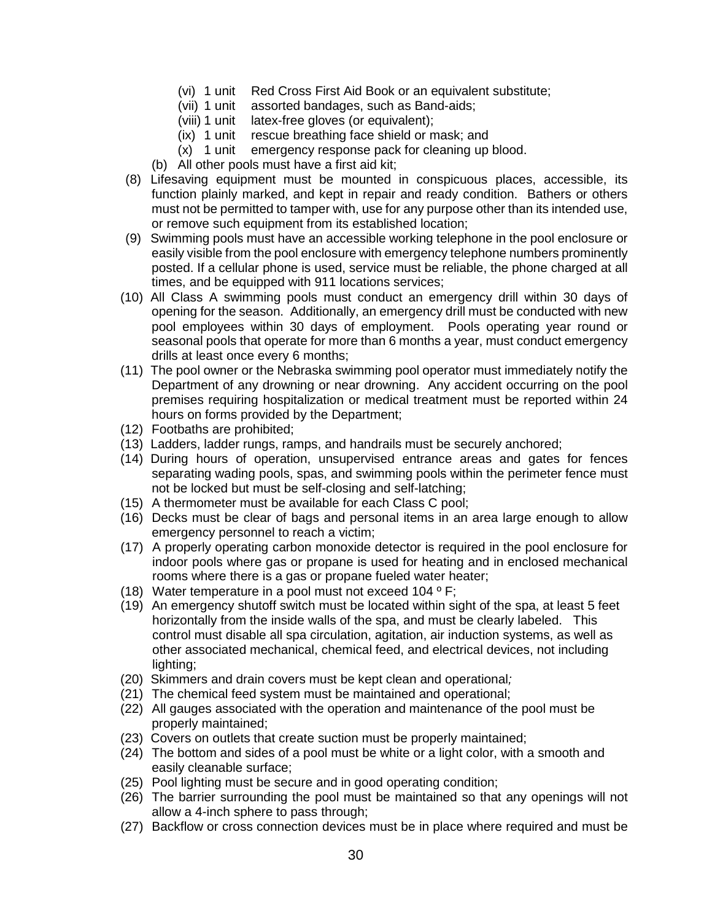(vi) 1 unit  Red Cross First Aid Book or an equivalent substitute;
(vii) 1 unit  assorted bandages, such as Band-aids;
(viii) 1 unit  latex-free gloves (or equivalent);
(ix) 1 unit  rescue breathing face shield or mask; and
(x) 1 unit  emergency response pack for cleaning up blood.

(b) All other pools must have a first aid kit;

(8) Lifesaving equipment must be mounted in conspicuous places, accessible, its function plainly marked, and kept in repair and ready condition. Bathers or others must not be permitted to tamper with, use for any purpose other than its intended use, or remove such equipment from its established location;

(9) Swimming pools must have an accessible working telephone in the pool enclosure or easily visible from the pool enclosure with emergency telephone numbers prominently posted. If a cellular phone is used, service must be reliable, the phone charged at all times, and be equipped with 911 locations services;

(10) All Class A swimming pools must conduct an emergency drill within 30 days of opening for the season. Additionally, an emergency drill must be conducted with new pool employees within 30 days of employment. Pools operating year round or seasonal pools that operate for more than 6 months a year, must conduct emergency drills at least once every 6 months;

(11) The pool owner or the Nebraska swimming pool operator must immediately notify the Department of any drowning or near drowning. Any accident occurring on the pool premises requiring hospitalization or medical treatment must be reported within 24 hours on forms provided by the Department;

(12) Footbaths are prohibited;

(13) Ladders, ladder rungs, ramps, and handrails must be securely anchored;

(14) During hours of operation, unsupervised entrance areas and gates for fences separating wading pools, spas, and swimming pools within the perimeter fence must not be locked but must be self-closing and self-latching;

(15) A thermometer must be available for each Class C pool;

(16) Decks must be clear of bags and personal items in an area large enough to allow emergency personnel to reach a victim;

(17) A properly operating carbon monoxide detector is required in the pool enclosure for indoor pools where gas or propane is used for heating and in enclosed mechanical rooms where there is a gas or propane fueled water heater;

(18) Water temperature in a pool must not exceed 104 º F;

(19) An emergency shutoff switch must be located within sight of the spa, at least 5 feet horizontally from the inside walls of the spa, and must be clearly labeled. This control must disable all spa circulation, agitation, air induction systems, as well as other associated mechanical, chemical feed, and electrical devices, not including lighting;

(20) Skimmers and drain covers must be kept clean and operational*;*

(21) The chemical feed system must be maintained and operational;

(22) All gauges associated with the operation and maintenance of the pool must be properly maintained;

(23) Covers on outlets that create suction must be properly maintained;

(24) The bottom and sides of a pool must be white or a light color, with a smooth and easily cleanable surface;

(25) Pool lighting must be secure and in good operating condition;

(26) The barrier surrounding the pool must be maintained so that any openings will not allow a 4-inch sphere to pass through;

(27) Backflow or cross connection devices must be in place where required and must be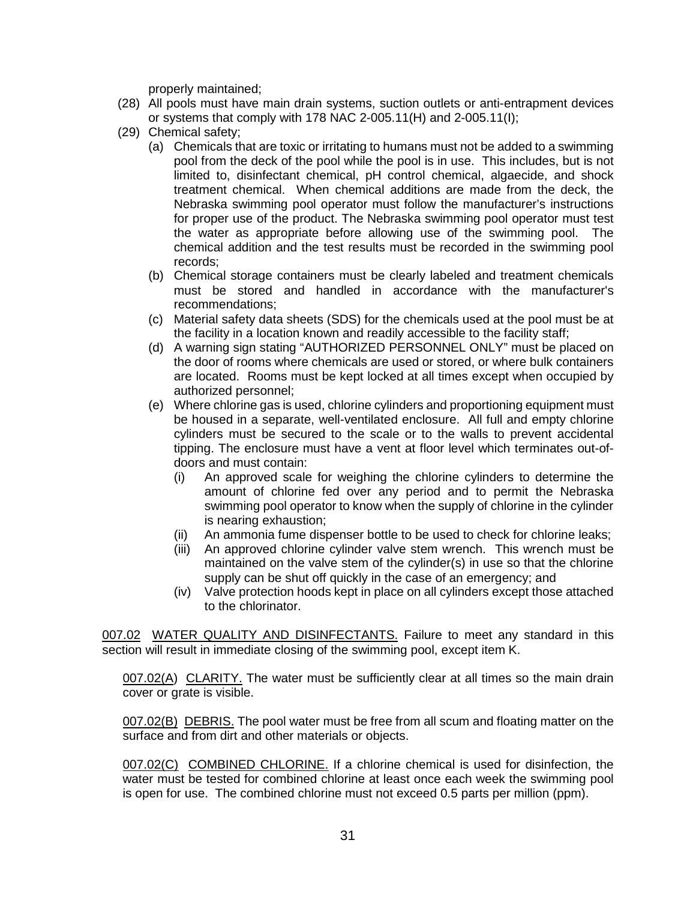properly maintained;

(28) All pools must have main drain systems, suction outlets or anti-entrapment devices or systems that comply with 178 NAC 2-005.11(H) and 2-005.11(I);

(29) Chemical safety;

  - (a) Chemicals that are toxic or irritating to humans must not be added to a swimming pool from the deck of the pool while the pool is in use. This includes, but is not limited to, disinfectant chemical, pH control chemical, algaecide, and shock treatment chemical. When chemical additions are made from the deck, the Nebraska swimming pool operator must follow the manufacturer's instructions for proper use of the product. The Nebraska swimming pool operator must test the water as appropriate before allowing use of the swimming pool. The chemical addition and the test results must be recorded in the swimming pool records;
  - (b) Chemical storage containers must be clearly labeled and treatment chemicals must be stored and handled in accordance with the manufacturer's recommendations;
  - (c) Material safety data sheets (SDS) for the chemicals used at the pool must be at the facility in a location known and readily accessible to the facility staff;
  - (d) A warning sign stating "AUTHORIZED PERSONNEL ONLY" must be placed on the door of rooms where chemicals are used or stored, or where bulk containers are located. Rooms must be kept locked at all times except when occupied by authorized personnel;
  - (e) Where chlorine gas is used, chlorine cylinders and proportioning equipment must be housed in a separate, well-ventilated enclosure. All full and empty chlorine cylinders must be secured to the scale or to the walls to prevent accidental tipping. The enclosure must have a vent at floor level which terminates out-of-doors and must contain:
    - (i) An approved scale for weighing the chlorine cylinders to determine the amount of chlorine fed over any period and to permit the Nebraska swimming pool operator to know when the supply of chlorine in the cylinder is nearing exhaustion;
    - (ii) An ammonia fume dispenser bottle to be used to check for chlorine leaks;
    - (iii) An approved chlorine cylinder valve stem wrench. This wrench must be maintained on the valve stem of the cylinder(s) in use so that the chlorine supply can be shut off quickly in the case of an emergency; and
    - (iv) Valve protection hoods kept in place on all cylinders except those attached to the chlorinator.

007.02 WATER QUALITY AND DISINFECTANTS. Failure to meet any standard in this section will result in immediate closing of the swimming pool, except item K.

007.02(A) CLARITY. The water must be sufficiently clear at all times so the main drain cover or grate is visible.

007.02(B) DEBRIS. The pool water must be free from all scum and floating matter on the surface and from dirt and other materials or objects.

007.02(C) COMBINED CHLORINE. If a chlorine chemical is used for disinfection, the water must be tested for combined chlorine at least once each week the swimming pool is open for use. The combined chlorine must not exceed 0.5 parts per million (ppm).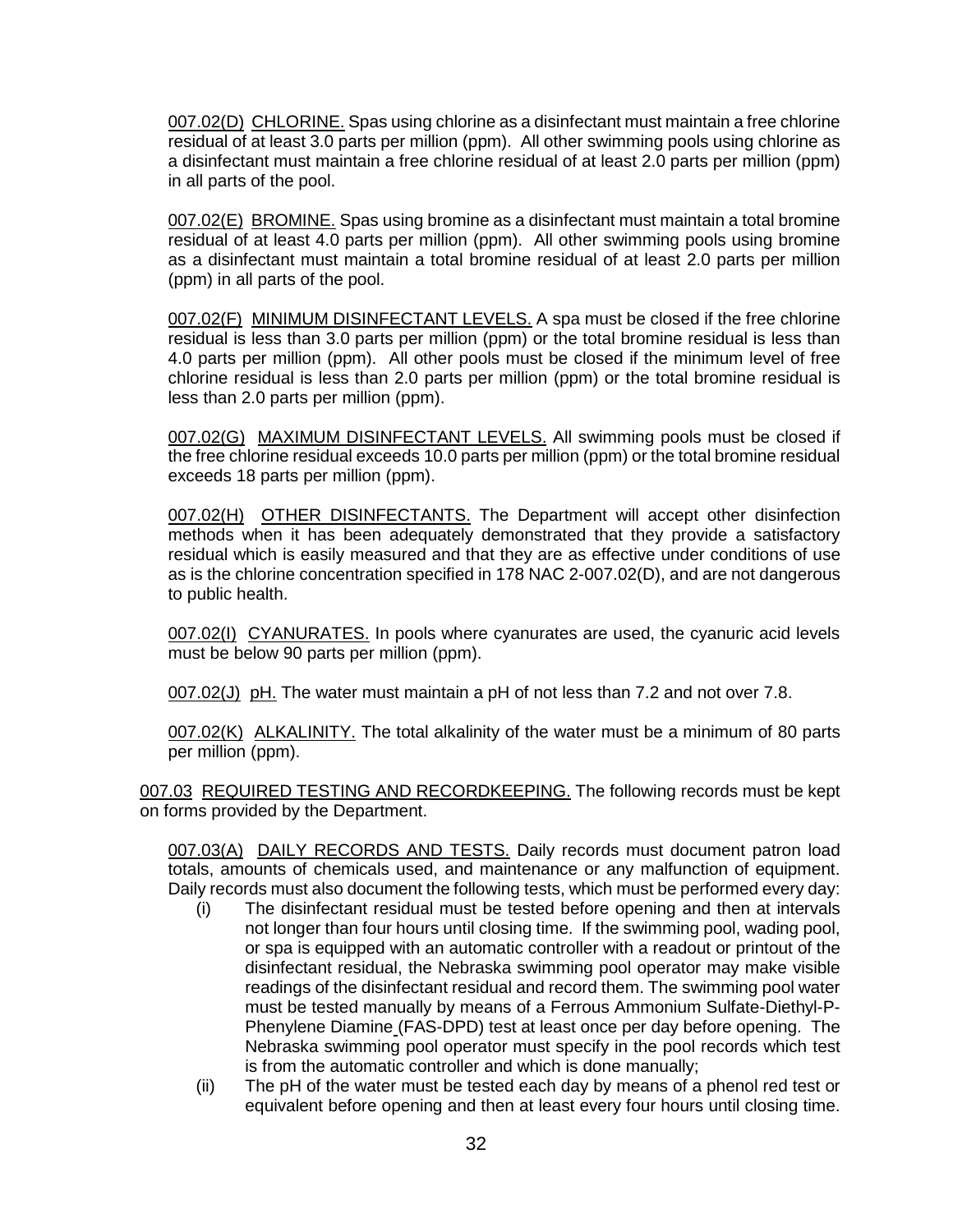007.02(D) CHLORINE. Spas using chlorine as a disinfectant must maintain a free chlorine residual of at least 3.0 parts per million (ppm). All other swimming pools using chlorine as a disinfectant must maintain a free chlorine residual of at least 2.0 parts per million (ppm) in all parts of the pool.

007.02(E) BROMINE. Spas using bromine as a disinfectant must maintain a total bromine residual of at least 4.0 parts per million (ppm). All other swimming pools using bromine as a disinfectant must maintain a total bromine residual of at least 2.0 parts per million (ppm) in all parts of the pool.

007.02(F) MINIMUM DISINFECTANT LEVELS. A spa must be closed if the free chlorine residual is less than 3.0 parts per million (ppm) or the total bromine residual is less than 4.0 parts per million (ppm). All other pools must be closed if the minimum level of free chlorine residual is less than 2.0 parts per million (ppm) or the total bromine residual is less than 2.0 parts per million (ppm).

007.02(G) MAXIMUM DISINFECTANT LEVELS. All swimming pools must be closed if the free chlorine residual exceeds 10.0 parts per million (ppm) or the total bromine residual exceeds 18 parts per million (ppm).

007.02(H) OTHER DISINFECTANTS. The Department will accept other disinfection methods when it has been adequately demonstrated that they provide a satisfactory residual which is easily measured and that they are as effective under conditions of use as is the chlorine concentration specified in 178 NAC 2-007.02(D), and are not dangerous to public health.

007.02(I) CYANURATES. In pools where cyanurates are used, the cyanuric acid levels must be below 90 parts per million (ppm).

007.02(J) pH. The water must maintain a pH of not less than 7.2 and not over 7.8.

007.02(K) ALKALINITY. The total alkalinity of the water must be a minimum of 80 parts per million (ppm).

007.03 REQUIRED TESTING AND RECORDKEEPING. The following records must be kept on forms provided by the Department.

007.03(A) DAILY RECORDS AND TESTS. Daily records must document patron load totals, amounts of chemicals used, and maintenance or any malfunction of equipment. Daily records must also document the following tests, which must be performed every day:

(i) The disinfectant residual must be tested before opening and then at intervals not longer than four hours until closing time. If the swimming pool, wading pool, or spa is equipped with an automatic controller with a readout or printout of the disinfectant residual, the Nebraska swimming pool operator may make visible readings of the disinfectant residual and record them. The swimming pool water must be tested manually by means of a Ferrous Ammonium Sulfate-Diethyl-P-Phenylene Diamine (FAS-DPD) test at least once per day before opening. The Nebraska swimming pool operator must specify in the pool records which test is from the automatic controller and which is done manually;

(ii) The pH of the water must be tested each day by means of a phenol red test or equivalent before opening and then at least every four hours until closing time.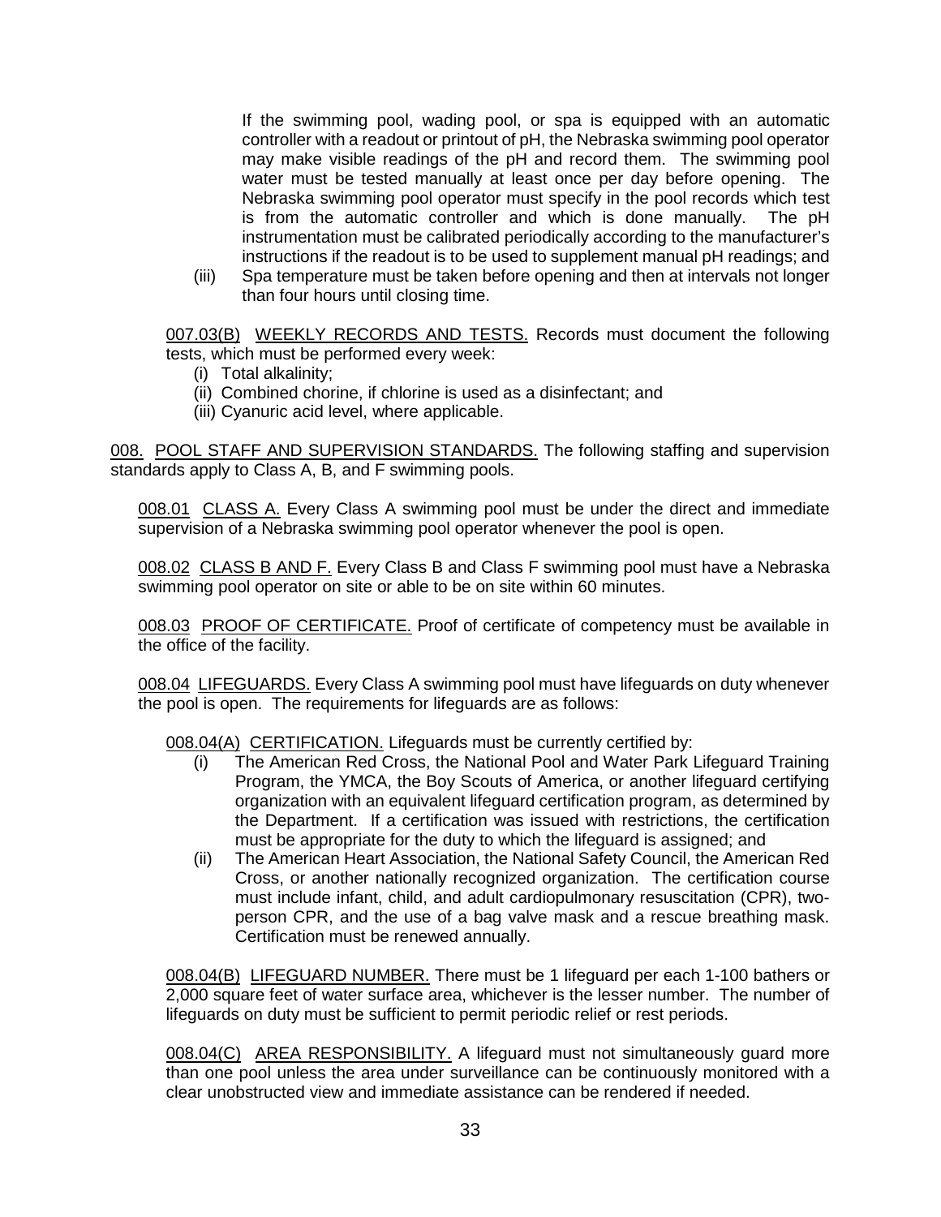If the swimming pool, wading pool, or spa is equipped with an automatic controller with a readout or printout of pH, the Nebraska swimming pool operator may make visible readings of the pH and record them. The swimming pool water must be tested manually at least once per day before opening. The Nebraska swimming pool operator must specify in the pool records which test is from the automatic controller and which is done manually. The pH instrumentation must be calibrated periodically according to the manufacturer's instructions if the readout is to be used to supplement manual pH readings; and

(iii) Spa temperature must be taken before opening and then at intervals not longer than four hours until closing time.

007.03(B) WEEKLY RECORDS AND TESTS. Records must document the following tests, which must be performed every week:

(i) Total alkalinity;
(ii) Combined chorine, if chlorine is used as a disinfectant; and
(iii) Cyanuric acid level, where applicable.

008. POOL STAFF AND SUPERVISION STANDARDS. The following staffing and supervision standards apply to Class A, B, and F swimming pools.

008.01 CLASS A. Every Class A swimming pool must be under the direct and immediate supervision of a Nebraska swimming pool operator whenever the pool is open.

008.02 CLASS B AND F. Every Class B and Class F swimming pool must have a Nebraska swimming pool operator on site or able to be on site within 60 minutes.

008.03 PROOF OF CERTIFICATE. Proof of certificate of competency must be available in the office of the facility.

008.04 LIFEGUARDS. Every Class A swimming pool must have lifeguards on duty whenever the pool is open. The requirements for lifeguards are as follows:

008.04(A) CERTIFICATION. Lifeguards must be currently certified by:

(i) The American Red Cross, the National Pool and Water Park Lifeguard Training Program, the YMCA, the Boy Scouts of America, or another lifeguard certifying organization with an equivalent lifeguard certification program, as determined by the Department. If a certification was issued with restrictions, the certification must be appropriate for the duty to which the lifeguard is assigned; and
(ii) The American Heart Association, the National Safety Council, the American Red Cross, or another nationally recognized organization. The certification course must include infant, child, and adult cardiopulmonary resuscitation (CPR), two-person CPR, and the use of a bag valve mask and a rescue breathing mask. Certification must be renewed annually.

008.04(B) LIFEGUARD NUMBER. There must be 1 lifeguard per each 1-100 bathers or 2,000 square feet of water surface area, whichever is the lesser number. The number of lifeguards on duty must be sufficient to permit periodic relief or rest periods.

008.04(C) AREA RESPONSIBILITY. A lifeguard must not simultaneously guard more than one pool unless the area under surveillance can be continuously monitored with a clear unobstructed view and immediate assistance can be rendered if needed.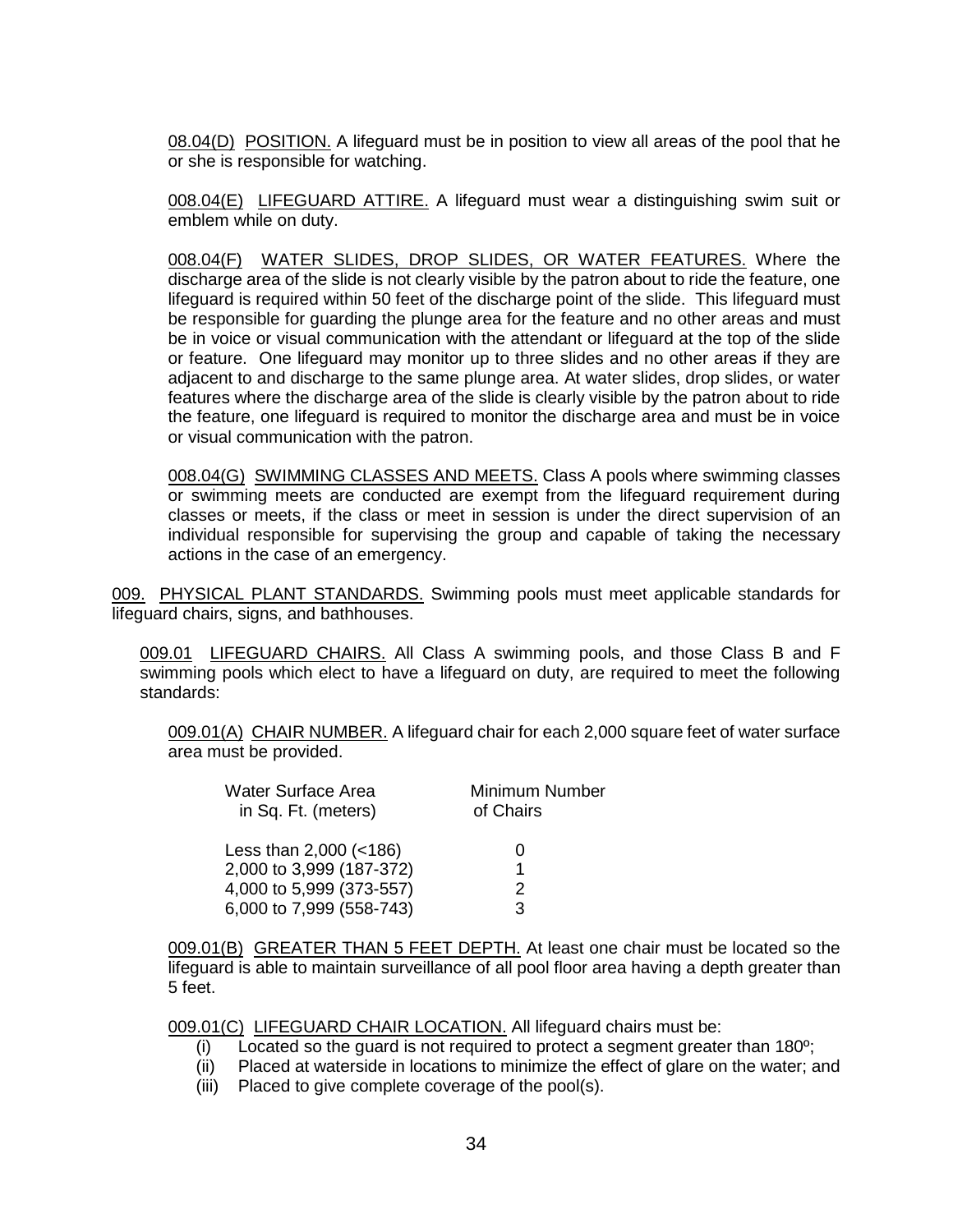08.04(D) POSITION. A lifeguard must be in position to view all areas of the pool that he or she is responsible for watching.

008.04(E) LIFEGUARD ATTIRE. A lifeguard must wear a distinguishing swim suit or emblem while on duty.

008.04(F) WATER SLIDES, DROP SLIDES, OR WATER FEATURES. Where the discharge area of the slide is not clearly visible by the patron about to ride the feature, one lifeguard is required within 50 feet of the discharge point of the slide. This lifeguard must be responsible for guarding the plunge area for the feature and no other areas and must be in voice or visual communication with the attendant or lifeguard at the top of the slide or feature. One lifeguard may monitor up to three slides and no other areas if they are adjacent to and discharge to the same plunge area. At water slides, drop slides, or water features where the discharge area of the slide is clearly visible by the patron about to ride the feature, one lifeguard is required to monitor the discharge area and must be in voice or visual communication with the patron.

008.04(G) SWIMMING CLASSES AND MEETS. Class A pools where swimming classes or swimming meets are conducted are exempt from the lifeguard requirement during classes or meets, if the class or meet in session is under the direct supervision of an individual responsible for supervising the group and capable of taking the necessary actions in the case of an emergency.

009. PHYSICAL PLANT STANDARDS. Swimming pools must meet applicable standards for lifeguard chairs, signs, and bathhouses.

009.01 LIFEGUARD CHAIRS. All Class A swimming pools, and those Class B and F swimming pools which elect to have a lifeguard on duty, are required to meet the following standards:

009.01(A) CHAIR NUMBER. A lifeguard chair for each 2,000 square feet of water surface area must be provided.

| Water Surface Area in Sq. Ft. (meters) | Minimum Number of Chairs |
|---|---|
| Less than 2,000 (<186) | 0 |
| 2,000 to 3,999 (187-372) | 1 |
| 4,000 to 5,999 (373-557) | 2 |
| 6,000 to 7,999 (558-743) | 3 |

009.01(B) GREATER THAN 5 FEET DEPTH. At least one chair must be located so the lifeguard is able to maintain surveillance of all pool floor area having a depth greater than 5 feet.

009.01(C) LIFEGUARD CHAIR LOCATION. All lifeguard chairs must be:

(i) Located so the guard is not required to protect a segment greater than 180º;
(ii) Placed at waterside in locations to minimize the effect of glare on the water; and
(iii) Placed to give complete coverage of the pool(s).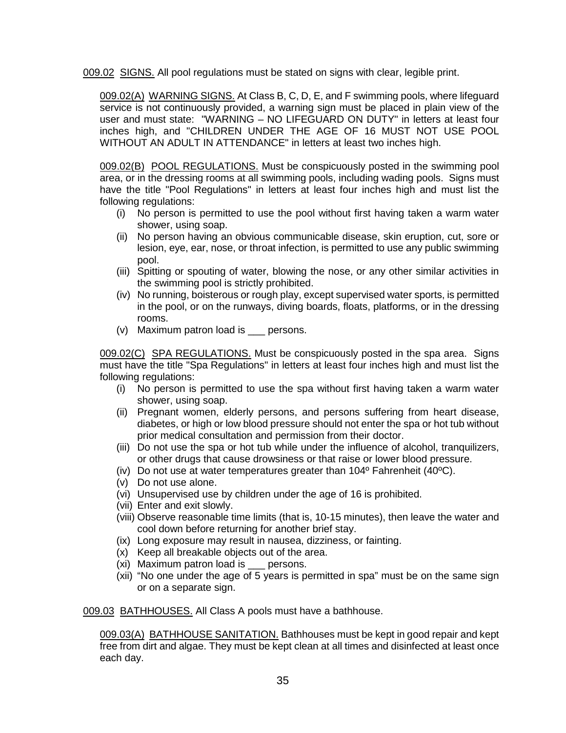009.02 SIGNS. All pool regulations must be stated on signs with clear, legible print.

009.02(A) WARNING SIGNS. At Class B, C, D, E, and F swimming pools, where lifeguard service is not continuously provided, a warning sign must be placed in plain view of the user and must state: "WARNING – NO LIFEGUARD ON DUTY" in letters at least four inches high, and "CHILDREN UNDER THE AGE OF 16 MUST NOT USE POOL WITHOUT AN ADULT IN ATTENDANCE" in letters at least two inches high.

009.02(B) POOL REGULATIONS. Must be conspicuously posted in the swimming pool area, or in the dressing rooms at all swimming pools, including wading pools. Signs must have the title "Pool Regulations" in letters at least four inches high and must list the following regulations:

- (i) No person is permitted to use the pool without first having taken a warm water shower, using soap.
- (ii) No person having an obvious communicable disease, skin eruption, cut, sore or lesion, eye, ear, nose, or throat infection, is permitted to use any public swimming pool.
- (iii) Spitting or spouting of water, blowing the nose, or any other similar activities in the swimming pool is strictly prohibited.
- (iv) No running, boisterous or rough play, except supervised water sports, is permitted in the pool, or on the runways, diving boards, floats, platforms, or in the dressing rooms.
- (v) Maximum patron load is ___ persons.

009.02(C) SPA REGULATIONS. Must be conspicuously posted in the spa area. Signs must have the title "Spa Regulations" in letters at least four inches high and must list the following regulations:

- (i) No person is permitted to use the spa without first having taken a warm water shower, using soap.
- (ii) Pregnant women, elderly persons, and persons suffering from heart disease, diabetes, or high or low blood pressure should not enter the spa or hot tub without prior medical consultation and permission from their doctor.
- (iii) Do not use the spa or hot tub while under the influence of alcohol, tranquilizers, or other drugs that cause drowsiness or that raise or lower blood pressure.
- (iv) Do not use at water temperatures greater than 104º Fahrenheit (40ºC).
- (v) Do not use alone.
- (vi) Unsupervised use by children under the age of 16 is prohibited.
- (vii) Enter and exit slowly.
- (viii) Observe reasonable time limits (that is, 10-15 minutes), then leave the water and cool down before returning for another brief stay.
- (ix) Long exposure may result in nausea, dizziness, or fainting.
- (x) Keep all breakable objects out of the area.
- (xi) Maximum patron load is ___ persons.
- (xii) "No one under the age of 5 years is permitted in spa" must be on the same sign or on a separate sign.

009.03 BATHHOUSES. All Class A pools must have a bathhouse.

009.03(A) BATHHOUSE SANITATION. Bathhouses must be kept in good repair and kept free from dirt and algae. They must be kept clean at all times and disinfected at least once each day.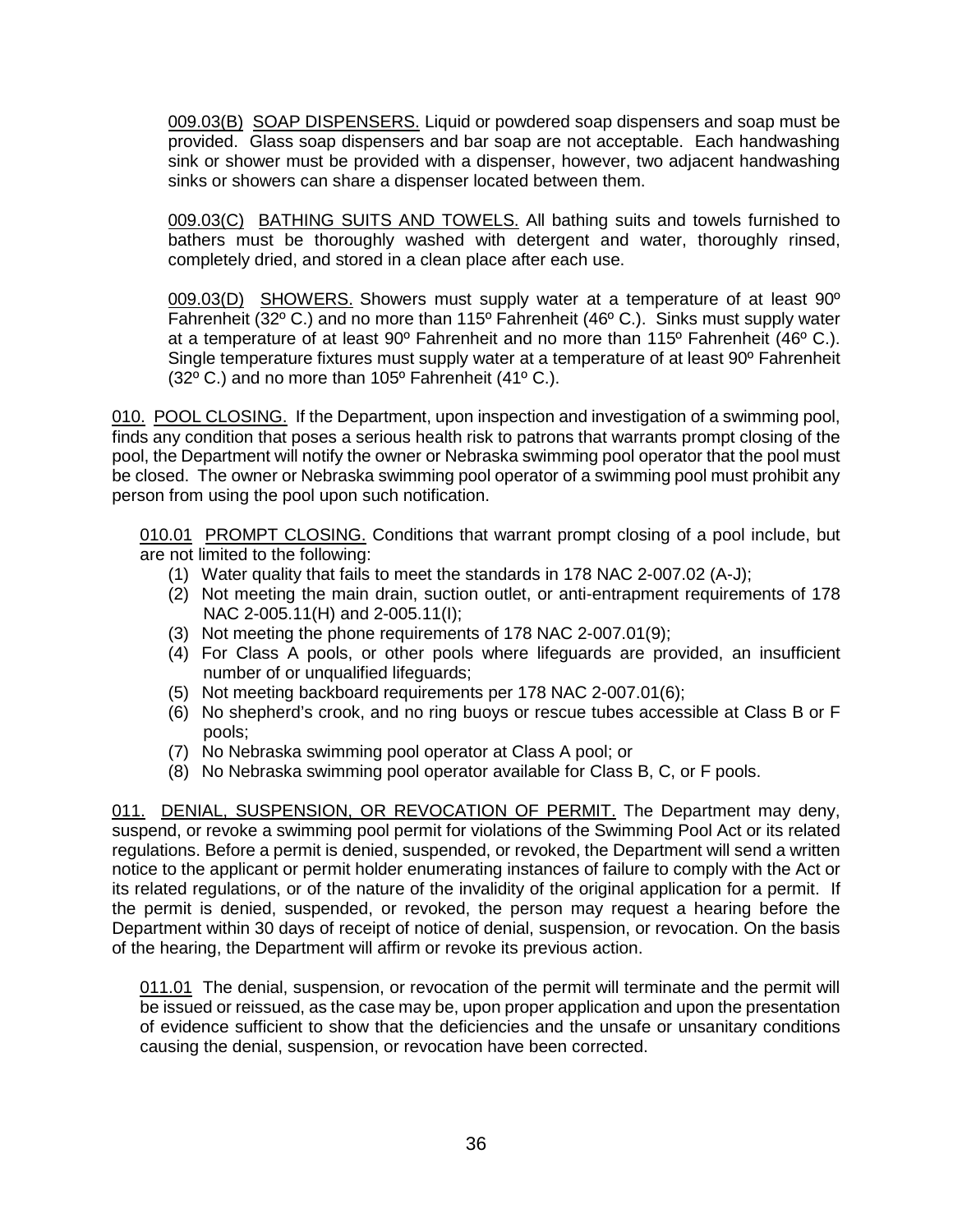009.03(B) SOAP DISPENSERS. Liquid or powdered soap dispensers and soap must be provided. Glass soap dispensers and bar soap are not acceptable. Each handwashing sink or shower must be provided with a dispenser, however, two adjacent handwashing sinks or showers can share a dispenser located between them.

009.03(C) BATHING SUITS AND TOWELS. All bathing suits and towels furnished to bathers must be thoroughly washed with detergent and water, thoroughly rinsed, completely dried, and stored in a clean place after each use.

009.03(D) SHOWERS. Showers must supply water at a temperature of at least 90º Fahrenheit (32º C.) and no more than 115º Fahrenheit (46º C.). Sinks must supply water at a temperature of at least 90º Fahrenheit and no more than 115º Fahrenheit (46º C.). Single temperature fixtures must supply water at a temperature of at least 90º Fahrenheit (32º C.) and no more than 105º Fahrenheit (41º C.).

010. POOL CLOSING. If the Department, upon inspection and investigation of a swimming pool, finds any condition that poses a serious health risk to patrons that warrants prompt closing of the pool, the Department will notify the owner or Nebraska swimming pool operator that the pool must be closed. The owner or Nebraska swimming pool operator of a swimming pool must prohibit any person from using the pool upon such notification.

010.01 PROMPT CLOSING. Conditions that warrant prompt closing of a pool include, but are not limited to the following:

(1) Water quality that fails to meet the standards in 178 NAC 2-007.02 (A-J);
(2) Not meeting the main drain, suction outlet, or anti-entrapment requirements of 178 NAC 2-005.11(H) and 2-005.11(I);
(3) Not meeting the phone requirements of 178 NAC 2-007.01(9);
(4) For Class A pools, or other pools where lifeguards are provided, an insufficient number of or unqualified lifeguards;
(5) Not meeting backboard requirements per 178 NAC 2-007.01(6);
(6) No shepherd's crook, and no ring buoys or rescue tubes accessible at Class B or F pools;
(7) No Nebraska swimming pool operator at Class A pool; or
(8) No Nebraska swimming pool operator available for Class B, C, or F pools.

011. DENIAL, SUSPENSION, OR REVOCATION OF PERMIT. The Department may deny, suspend, or revoke a swimming pool permit for violations of the Swimming Pool Act or its related regulations. Before a permit is denied, suspended, or revoked, the Department will send a written notice to the applicant or permit holder enumerating instances of failure to comply with the Act or its related regulations, or of the nature of the invalidity of the original application for a permit. If the permit is denied, suspended, or revoked, the person may request a hearing before the Department within 30 days of receipt of notice of denial, suspension, or revocation. On the basis of the hearing, the Department will affirm or revoke its previous action.

011.01 The denial, suspension, or revocation of the permit will terminate and the permit will be issued or reissued, as the case may be, upon proper application and upon the presentation of evidence sufficient to show that the deficiencies and the unsafe or unsanitary conditions causing the denial, suspension, or revocation have been corrected.